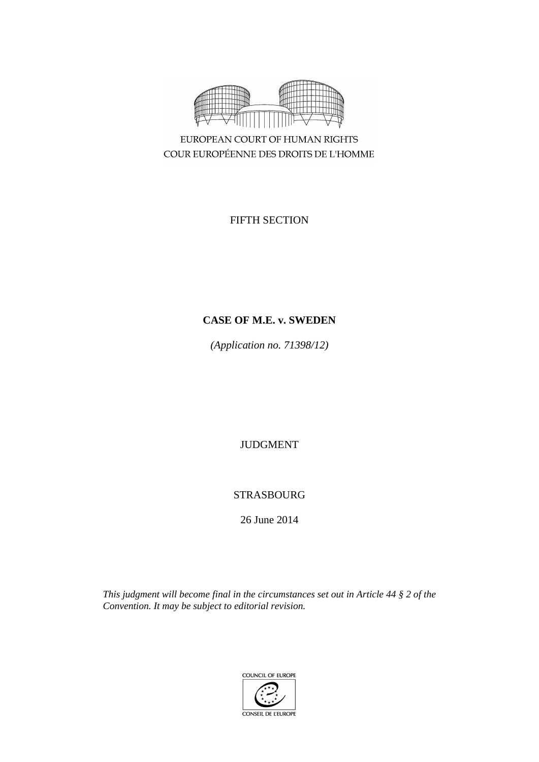EUROPEAN COURT OF HUMAN RIGHTS
COUR EUROPÉENNE DES DROITS DE L'HOMME

FIFTH SECTION

**CASE OF M.E. v. SWEDEN**

*(Application no. 71398/12)*

JUDGMENT

STRASBOURG

26 June 2014

*This judgment will become final in the circumstances set out in Article 44 § 2 of the Convention. It may be subject to editorial revision.*

COUNCIL OF EUROPE
CONSEIL DE L'EUROPE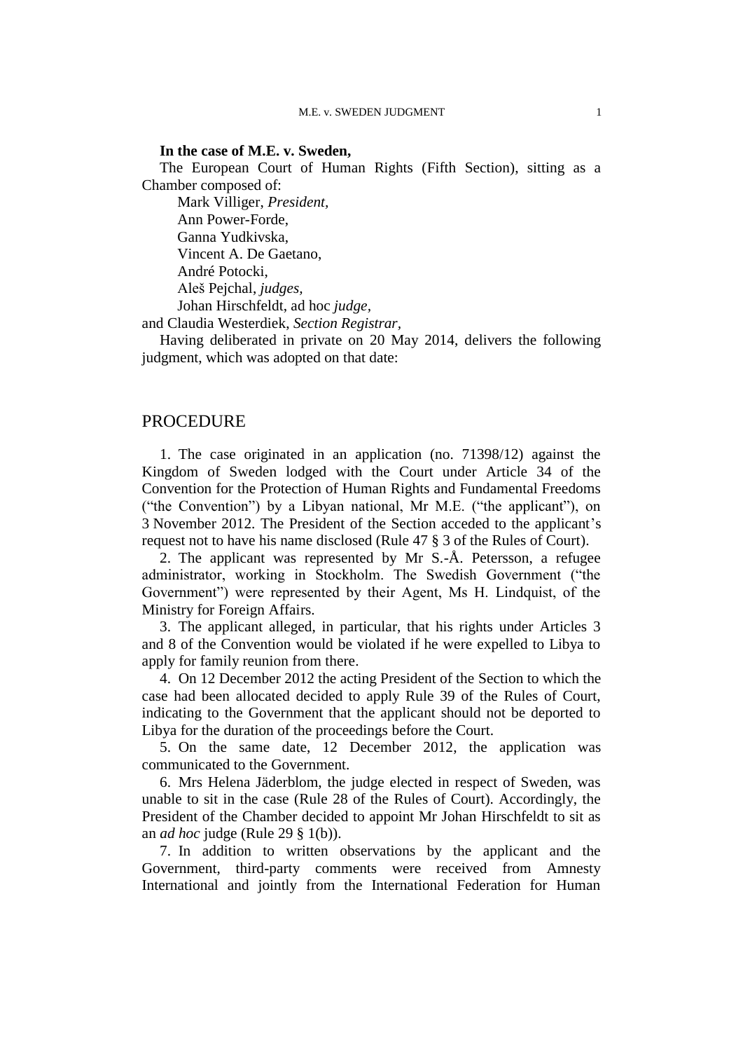**In the case of M.E. v. Sweden,**

The European Court of Human Rights (Fifth Section), sitting as a Chamber composed of:

Mark Villiger, *President,*
Ann Power-Forde,
Ganna Yudkivska,
Vincent A. De Gaetano,
André Potocki,
Aleš Pejchal, *judges,*
Johan Hirschfeldt, ad hoc *judge,*

and Claudia Westerdiek, *Section Registrar,*

Having deliberated in private on 20 May 2014, delivers the following judgment, which was adopted on that date:

# PROCEDURE

1. The case originated in an application (no. 71398/12) against the Kingdom of Sweden lodged with the Court under Article 34 of the Convention for the Protection of Human Rights and Fundamental Freedoms ("the Convention") by a Libyan national, Mr M.E. ("the applicant"), on 3 November 2012. The President of the Section acceded to the applicant's request not to have his name disclosed (Rule 47 § 3 of the Rules of Court).

2. The applicant was represented by Mr S.-Å. Petersson, a refugee administrator, working in Stockholm. The Swedish Government ("the Government") were represented by their Agent, Ms H. Lindquist, of the Ministry for Foreign Affairs.

3. The applicant alleged, in particular, that his rights under Articles 3 and 8 of the Convention would be violated if he were expelled to Libya to apply for family reunion from there.

4. On 12 December 2012 the acting President of the Section to which the case had been allocated decided to apply Rule 39 of the Rules of Court, indicating to the Government that the applicant should not be deported to Libya for the duration of the proceedings before the Court.

5. On the same date, 12 December 2012, the application was communicated to the Government.

6. Mrs Helena Jäderblom, the judge elected in respect of Sweden, was unable to sit in the case (Rule 28 of the Rules of Court). Accordingly, the President of the Chamber decided to appoint Mr Johan Hirschfeldt to sit as an *ad hoc* judge (Rule 29 § 1(b)).

7. In addition to written observations by the applicant and the Government, third-party comments were received from Amnesty International and jointly from the International Federation for Human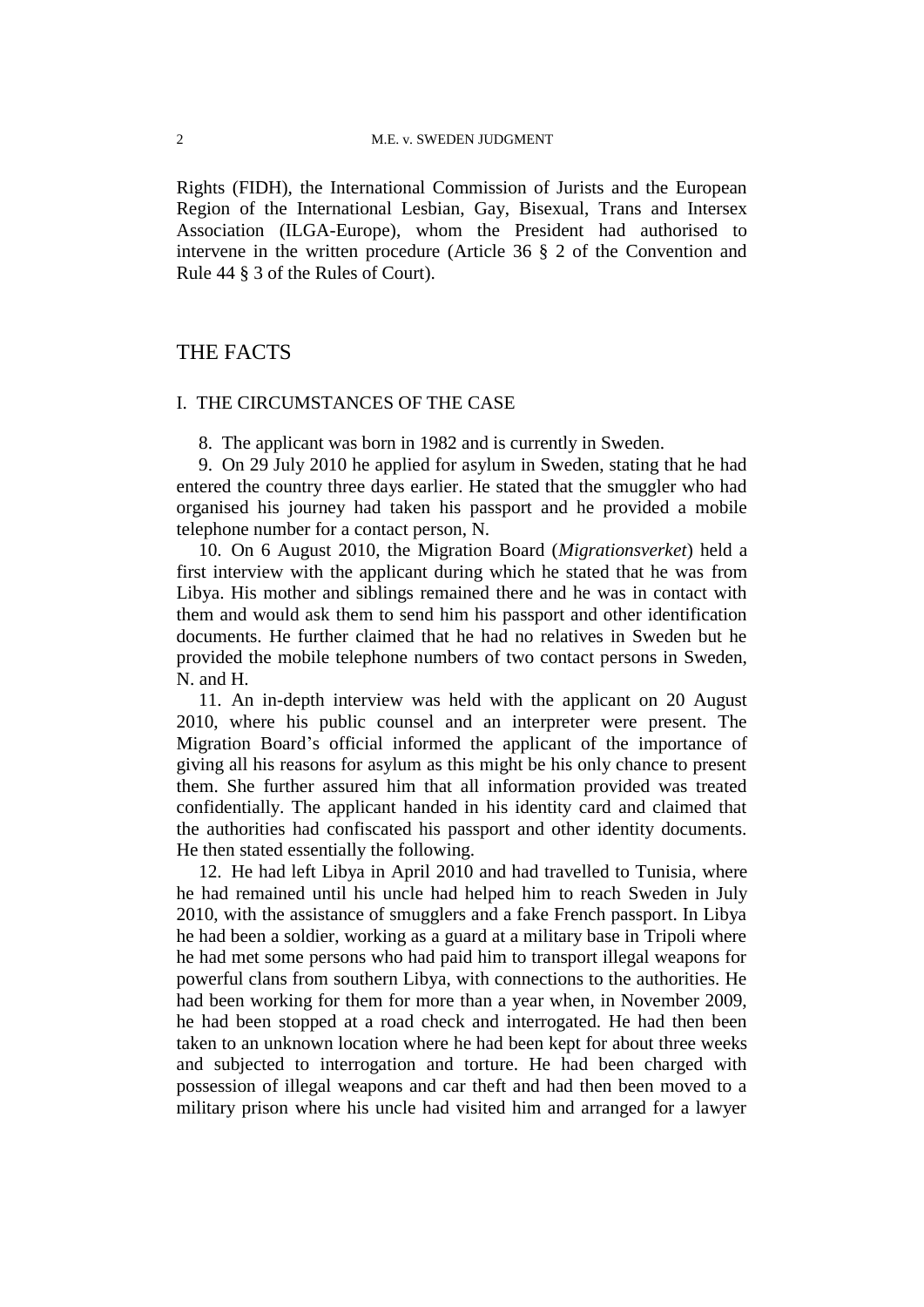Rights (FIDH), the International Commission of Jurists and the European Region of the International Lesbian, Gay, Bisexual, Trans and Intersex Association (ILGA-Europe), whom the President had authorised to intervene in the written procedure (Article 36 § 2 of the Convention and Rule 44 § 3 of the Rules of Court).

## THE FACTS

### I. THE CIRCUMSTANCES OF THE CASE

8. The applicant was born in 1982 and is currently in Sweden.

9. On 29 July 2010 he applied for asylum in Sweden, stating that he had entered the country three days earlier. He stated that the smuggler who had organised his journey had taken his passport and he provided a mobile telephone number for a contact person, N.

10. On 6 August 2010, the Migration Board (*Migrationsverket*) held a first interview with the applicant during which he stated that he was from Libya. His mother and siblings remained there and he was in contact with them and would ask them to send him his passport and other identification documents. He further claimed that he had no relatives in Sweden but he provided the mobile telephone numbers of two contact persons in Sweden, N. and H.

11. An in-depth interview was held with the applicant on 20 August 2010, where his public counsel and an interpreter were present. The Migration Board's official informed the applicant of the importance of giving all his reasons for asylum as this might be his only chance to present them. She further assured him that all information provided was treated confidentially. The applicant handed in his identity card and claimed that the authorities had confiscated his passport and other identity documents. He then stated essentially the following.

12. He had left Libya in April 2010 and had travelled to Tunisia, where he had remained until his uncle had helped him to reach Sweden in July 2010, with the assistance of smugglers and a fake French passport. In Libya he had been a soldier, working as a guard at a military base in Tripoli where he had met some persons who had paid him to transport illegal weapons for powerful clans from southern Libya, with connections to the authorities. He had been working for them for more than a year when, in November 2009, he had been stopped at a road check and interrogated. He had then been taken to an unknown location where he had been kept for about three weeks and subjected to interrogation and torture. He had been charged with possession of illegal weapons and car theft and had then been moved to a military prison where his uncle had visited him and arranged for a lawyer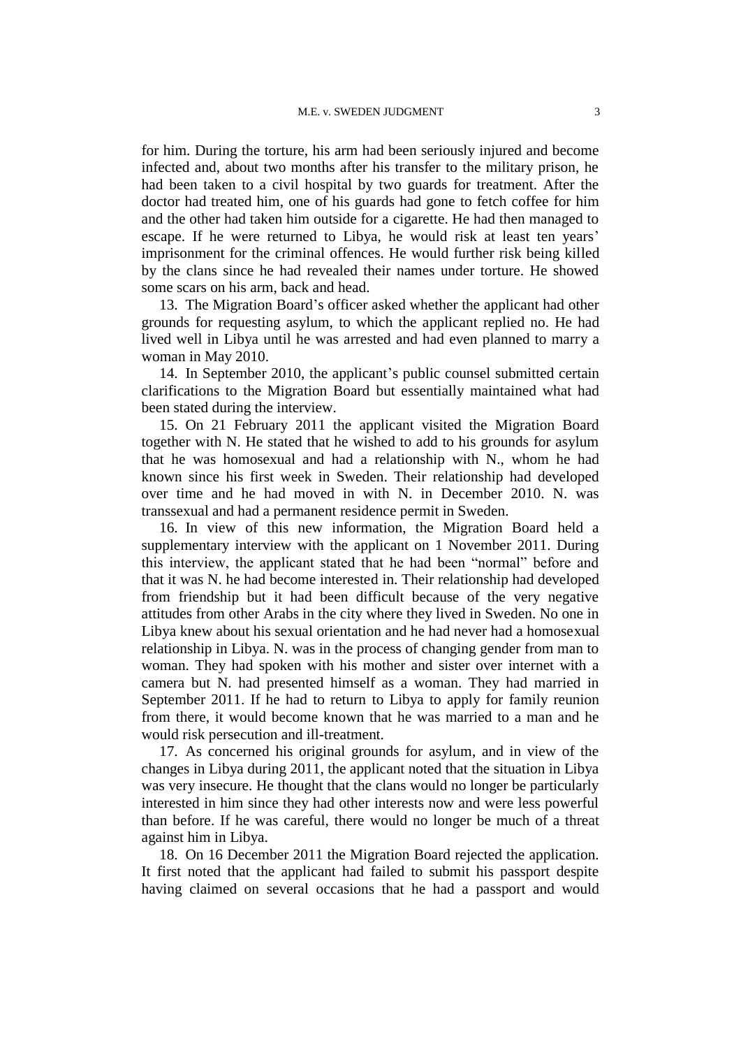for him. During the torture, his arm had been seriously injured and become infected and, about two months after his transfer to the military prison, he had been taken to a civil hospital by two guards for treatment. After the doctor had treated him, one of his guards had gone to fetch coffee for him and the other had taken him outside for a cigarette. He had then managed to escape. If he were returned to Libya, he would risk at least ten years' imprisonment for the criminal offences. He would further risk being killed by the clans since he had revealed their names under torture. He showed some scars on his arm, back and head.

13. The Migration Board's officer asked whether the applicant had other grounds for requesting asylum, to which the applicant replied no. He had lived well in Libya until he was arrested and had even planned to marry a woman in May 2010.

14. In September 2010, the applicant's public counsel submitted certain clarifications to the Migration Board but essentially maintained what had been stated during the interview.

15. On 21 February 2011 the applicant visited the Migration Board together with N. He stated that he wished to add to his grounds for asylum that he was homosexual and had a relationship with N., whom he had known since his first week in Sweden. Their relationship had developed over time and he had moved in with N. in December 2010. N. was transsexual and had a permanent residence permit in Sweden.

16. In view of this new information, the Migration Board held a supplementary interview with the applicant on 1 November 2011. During this interview, the applicant stated that he had been "normal" before and that it was N. he had become interested in. Their relationship had developed from friendship but it had been difficult because of the very negative attitudes from other Arabs in the city where they lived in Sweden. No one in Libya knew about his sexual orientation and he had never had a homosexual relationship in Libya. N. was in the process of changing gender from man to woman. They had spoken with his mother and sister over internet with a camera but N. had presented himself as a woman. They had married in September 2011. If he had to return to Libya to apply for family reunion from there, it would become known that he was married to a man and he would risk persecution and ill-treatment.

17. As concerned his original grounds for asylum, and in view of the changes in Libya during 2011, the applicant noted that the situation in Libya was very insecure. He thought that the clans would no longer be particularly interested in him since they had other interests now and were less powerful than before. If he was careful, there would no longer be much of a threat against him in Libya.

18. On 16 December 2011 the Migration Board rejected the application. It first noted that the applicant had failed to submit his passport despite having claimed on several occasions that he had a passport and would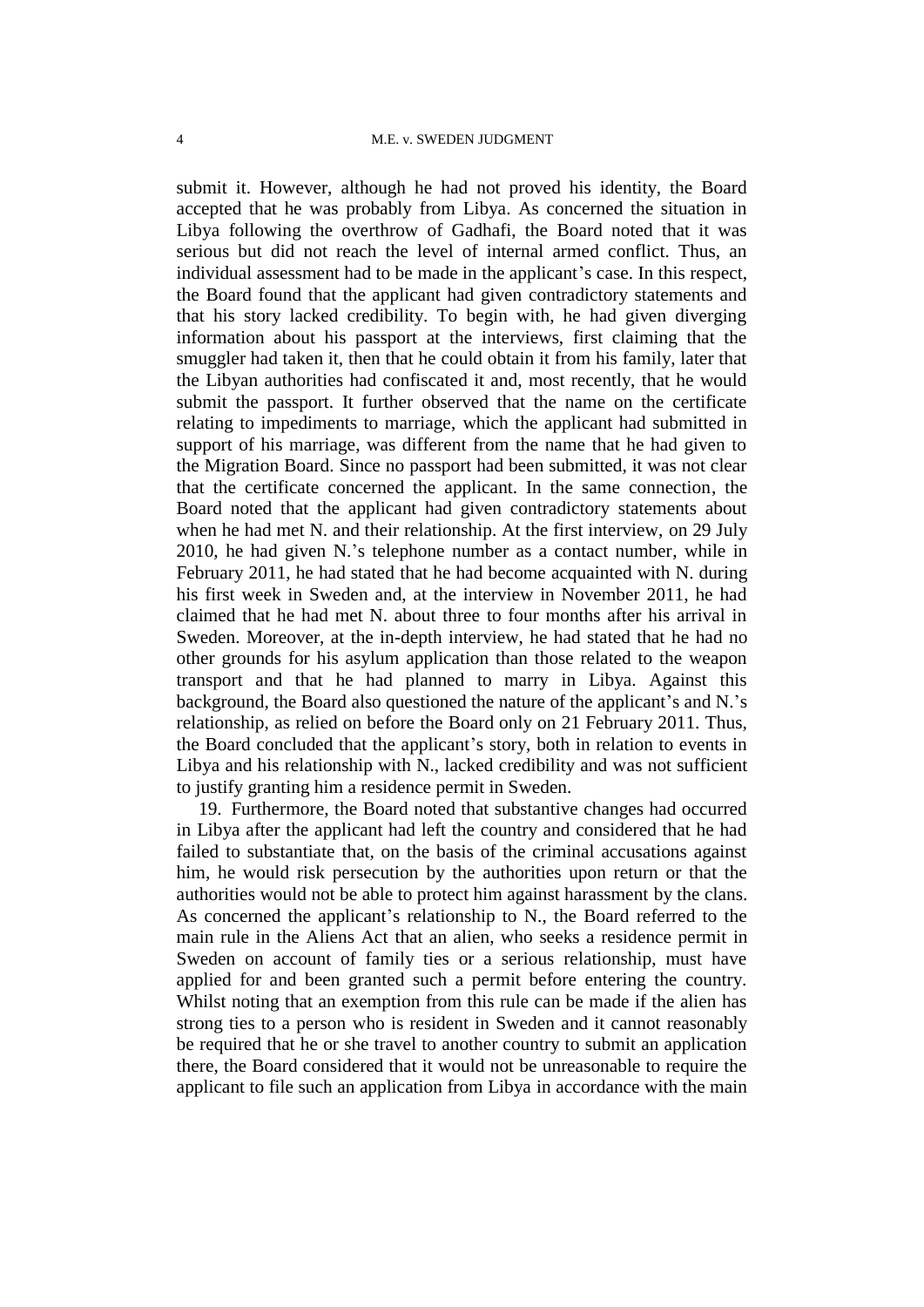submit it. However, although he had not proved his identity, the Board accepted that he was probably from Libya. As concerned the situation in Libya following the overthrow of Gadhafi, the Board noted that it was serious but did not reach the level of internal armed conflict. Thus, an individual assessment had to be made in the applicant's case. In this respect, the Board found that the applicant had given contradictory statements and that his story lacked credibility. To begin with, he had given diverging information about his passport at the interviews, first claiming that the smuggler had taken it, then that he could obtain it from his family, later that the Libyan authorities had confiscated it and, most recently, that he would submit the passport. It further observed that the name on the certificate relating to impediments to marriage, which the applicant had submitted in support of his marriage, was different from the name that he had given to the Migration Board. Since no passport had been submitted, it was not clear that the certificate concerned the applicant. In the same connection, the Board noted that the applicant had given contradictory statements about when he had met N. and their relationship. At the first interview, on 29 July 2010, he had given N.'s telephone number as a contact number, while in February 2011, he had stated that he had become acquainted with N. during his first week in Sweden and, at the interview in November 2011, he had claimed that he had met N. about three to four months after his arrival in Sweden. Moreover, at the in-depth interview, he had stated that he had no other grounds for his asylum application than those related to the weapon transport and that he had planned to marry in Libya. Against this background, the Board also questioned the nature of the applicant's and N.'s relationship, as relied on before the Board only on 21 February 2011. Thus, the Board concluded that the applicant's story, both in relation to events in Libya and his relationship with N., lacked credibility and was not sufficient to justify granting him a residence permit in Sweden.

19. Furthermore, the Board noted that substantive changes had occurred in Libya after the applicant had left the country and considered that he had failed to substantiate that, on the basis of the criminal accusations against him, he would risk persecution by the authorities upon return or that the authorities would not be able to protect him against harassment by the clans. As concerned the applicant's relationship to N., the Board referred to the main rule in the Aliens Act that an alien, who seeks a residence permit in Sweden on account of family ties or a serious relationship, must have applied for and been granted such a permit before entering the country. Whilst noting that an exemption from this rule can be made if the alien has strong ties to a person who is resident in Sweden and it cannot reasonably be required that he or she travel to another country to submit an application there, the Board considered that it would not be unreasonable to require the applicant to file such an application from Libya in accordance with the main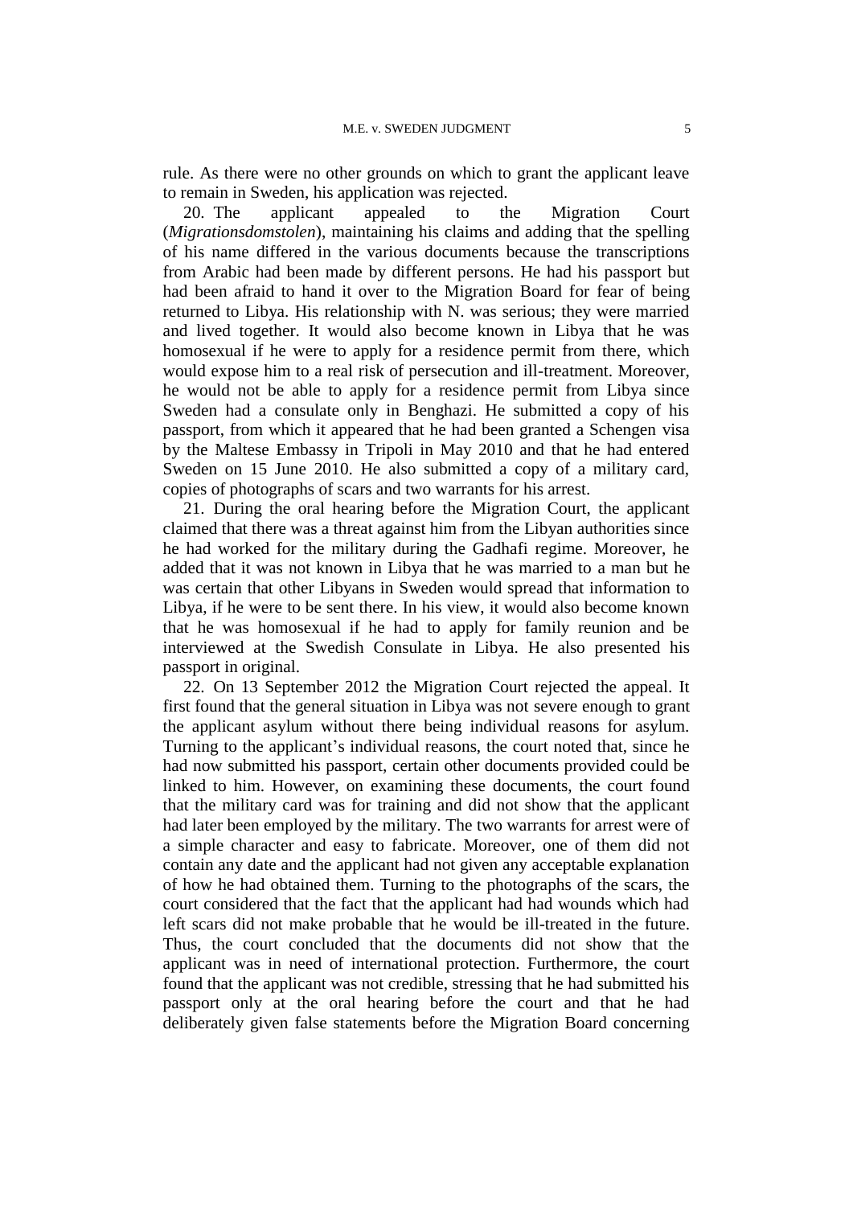rule. As there were no other grounds on which to grant the applicant leave to remain in Sweden, his application was rejected.

20. The applicant appealed to the Migration Court (*Migrationsdomstolen*), maintaining his claims and adding that the spelling of his name differed in the various documents because the transcriptions from Arabic had been made by different persons. He had his passport but had been afraid to hand it over to the Migration Board for fear of being returned to Libya. His relationship with N. was serious; they were married and lived together. It would also become known in Libya that he was homosexual if he were to apply for a residence permit from there, which would expose him to a real risk of persecution and ill-treatment. Moreover, he would not be able to apply for a residence permit from Libya since Sweden had a consulate only in Benghazi. He submitted a copy of his passport, from which it appeared that he had been granted a Schengen visa by the Maltese Embassy in Tripoli in May 2010 and that he had entered Sweden on 15 June 2010. He also submitted a copy of a military card, copies of photographs of scars and two warrants for his arrest.

21. During the oral hearing before the Migration Court, the applicant claimed that there was a threat against him from the Libyan authorities since he had worked for the military during the Gadhafi regime. Moreover, he added that it was not known in Libya that he was married to a man but he was certain that other Libyans in Sweden would spread that information to Libya, if he were to be sent there. In his view, it would also become known that he was homosexual if he had to apply for family reunion and be interviewed at the Swedish Consulate in Libya. He also presented his passport in original.

22. On 13 September 2012 the Migration Court rejected the appeal. It first found that the general situation in Libya was not severe enough to grant the applicant asylum without there being individual reasons for asylum. Turning to the applicant's individual reasons, the court noted that, since he had now submitted his passport, certain other documents provided could be linked to him. However, on examining these documents, the court found that the military card was for training and did not show that the applicant had later been employed by the military. The two warrants for arrest were of a simple character and easy to fabricate. Moreover, one of them did not contain any date and the applicant had not given any acceptable explanation of how he had obtained them. Turning to the photographs of the scars, the court considered that the fact that the applicant had had wounds which had left scars did not make probable that he would be ill-treated in the future. Thus, the court concluded that the documents did not show that the applicant was in need of international protection. Furthermore, the court found that the applicant was not credible, stressing that he had submitted his passport only at the oral hearing before the court and that he had deliberately given false statements before the Migration Board concerning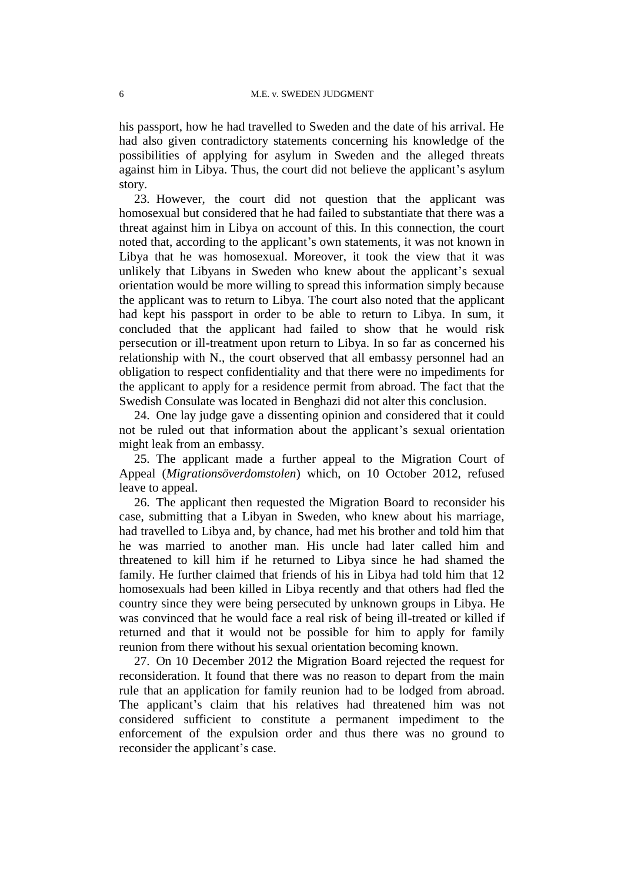his passport, how he had travelled to Sweden and the date of his arrival. He had also given contradictory statements concerning his knowledge of the possibilities of applying for asylum in Sweden and the alleged threats against him in Libya. Thus, the court did not believe the applicant's asylum story.

23. However, the court did not question that the applicant was homosexual but considered that he had failed to substantiate that there was a threat against him in Libya on account of this. In this connection, the court noted that, according to the applicant's own statements, it was not known in Libya that he was homosexual. Moreover, it took the view that it was unlikely that Libyans in Sweden who knew about the applicant's sexual orientation would be more willing to spread this information simply because the applicant was to return to Libya. The court also noted that the applicant had kept his passport in order to be able to return to Libya. In sum, it concluded that the applicant had failed to show that he would risk persecution or ill-treatment upon return to Libya. In so far as concerned his relationship with N., the court observed that all embassy personnel had an obligation to respect confidentiality and that there were no impediments for the applicant to apply for a residence permit from abroad. The fact that the Swedish Consulate was located in Benghazi did not alter this conclusion.

24. One lay judge gave a dissenting opinion and considered that it could not be ruled out that information about the applicant's sexual orientation might leak from an embassy.

25. The applicant made a further appeal to the Migration Court of Appeal (*Migrationsöverdomstolen*) which, on 10 October 2012, refused leave to appeal.

26. The applicant then requested the Migration Board to reconsider his case, submitting that a Libyan in Sweden, who knew about his marriage, had travelled to Libya and, by chance, had met his brother and told him that he was married to another man. His uncle had later called him and threatened to kill him if he returned to Libya since he had shamed the family. He further claimed that friends of his in Libya had told him that 12 homosexuals had been killed in Libya recently and that others had fled the country since they were being persecuted by unknown groups in Libya. He was convinced that he would face a real risk of being ill-treated or killed if returned and that it would not be possible for him to apply for family reunion from there without his sexual orientation becoming known.

27. On 10 December 2012 the Migration Board rejected the request for reconsideration. It found that there was no reason to depart from the main rule that an application for family reunion had to be lodged from abroad. The applicant's claim that his relatives had threatened him was not considered sufficient to constitute a permanent impediment to the enforcement of the expulsion order and thus there was no ground to reconsider the applicant's case.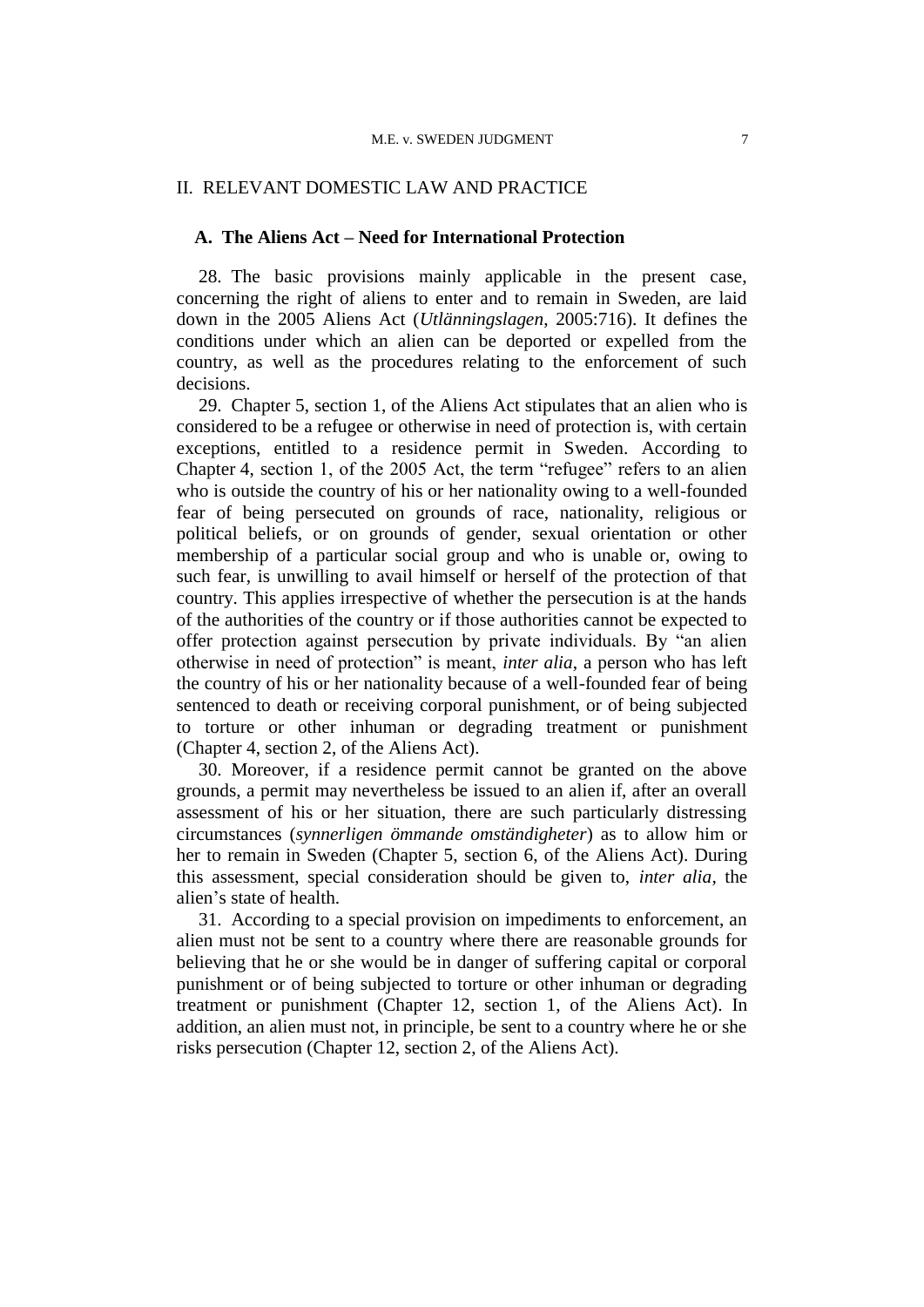## II. RELEVANT DOMESTIC LAW AND PRACTICE

### A. The Aliens Act – Need for International Protection

28. The basic provisions mainly applicable in the present case, concerning the right of aliens to enter and to remain in Sweden, are laid down in the 2005 Aliens Act (*Utlänningslagen*, 2005:716). It defines the conditions under which an alien can be deported or expelled from the country, as well as the procedures relating to the enforcement of such decisions.

29. Chapter 5, section 1, of the Aliens Act stipulates that an alien who is considered to be a refugee or otherwise in need of protection is, with certain exceptions, entitled to a residence permit in Sweden. According to Chapter 4, section 1, of the 2005 Act, the term "refugee" refers to an alien who is outside the country of his or her nationality owing to a well-founded fear of being persecuted on grounds of race, nationality, religious or political beliefs, or on grounds of gender, sexual orientation or other membership of a particular social group and who is unable or, owing to such fear, is unwilling to avail himself or herself of the protection of that country. This applies irrespective of whether the persecution is at the hands of the authorities of the country or if those authorities cannot be expected to offer protection against persecution by private individuals. By "an alien otherwise in need of protection" is meant, *inter alia*, a person who has left the country of his or her nationality because of a well-founded fear of being sentenced to death or receiving corporal punishment, or of being subjected to torture or other inhuman or degrading treatment or punishment (Chapter 4, section 2, of the Aliens Act).

30. Moreover, if a residence permit cannot be granted on the above grounds, a permit may nevertheless be issued to an alien if, after an overall assessment of his or her situation, there are such particularly distressing circumstances (*synnerligen ömmande omständigheter*) as to allow him or her to remain in Sweden (Chapter 5, section 6, of the Aliens Act). During this assessment, special consideration should be given to, *inter alia*, the alien's state of health.

31. According to a special provision on impediments to enforcement, an alien must not be sent to a country where there are reasonable grounds for believing that he or she would be in danger of suffering capital or corporal punishment or of being subjected to torture or other inhuman or degrading treatment or punishment (Chapter 12, section 1, of the Aliens Act). In addition, an alien must not, in principle, be sent to a country where he or she risks persecution (Chapter 12, section 2, of the Aliens Act).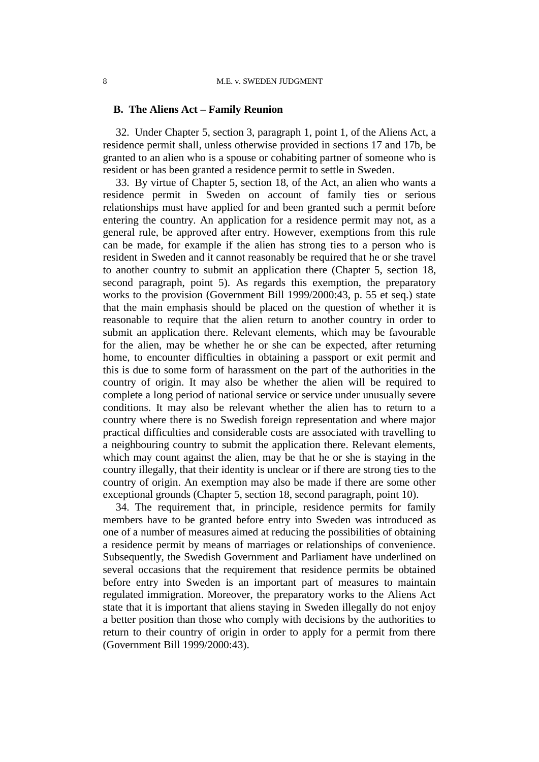### B. The Aliens Act – Family Reunion

32. Under Chapter 5, section 3, paragraph 1, point 1, of the Aliens Act, a residence permit shall, unless otherwise provided in sections 17 and 17b, be granted to an alien who is a spouse or cohabiting partner of someone who is resident or has been granted a residence permit to settle in Sweden.

33. By virtue of Chapter 5, section 18, of the Act, an alien who wants a residence permit in Sweden on account of family ties or serious relationships must have applied for and been granted such a permit before entering the country. An application for a residence permit may not, as a general rule, be approved after entry. However, exemptions from this rule can be made, for example if the alien has strong ties to a person who is resident in Sweden and it cannot reasonably be required that he or she travel to another country to submit an application there (Chapter 5, section 18, second paragraph, point 5). As regards this exemption, the preparatory works to the provision (Government Bill 1999/2000:43, p. 55 et seq.) state that the main emphasis should be placed on the question of whether it is reasonable to require that the alien return to another country in order to submit an application there. Relevant elements, which may be favourable for the alien, may be whether he or she can be expected, after returning home, to encounter difficulties in obtaining a passport or exit permit and this is due to some form of harassment on the part of the authorities in the country of origin. It may also be whether the alien will be required to complete a long period of national service or service under unusually severe conditions. It may also be relevant whether the alien has to return to a country where there is no Swedish foreign representation and where major practical difficulties and considerable costs are associated with travelling to a neighbouring country to submit the application there. Relevant elements, which may count against the alien, may be that he or she is staying in the country illegally, that their identity is unclear or if there are strong ties to the country of origin. An exemption may also be made if there are some other exceptional grounds (Chapter 5, section 18, second paragraph, point 10).

34. The requirement that, in principle, residence permits for family members have to be granted before entry into Sweden was introduced as one of a number of measures aimed at reducing the possibilities of obtaining a residence permit by means of marriages or relationships of convenience. Subsequently, the Swedish Government and Parliament have underlined on several occasions that the requirement that residence permits be obtained before entry into Sweden is an important part of measures to maintain regulated immigration. Moreover, the preparatory works to the Aliens Act state that it is important that aliens staying in Sweden illegally do not enjoy a better position than those who comply with decisions by the authorities to return to their country of origin in order to apply for a permit from there (Government Bill 1999/2000:43).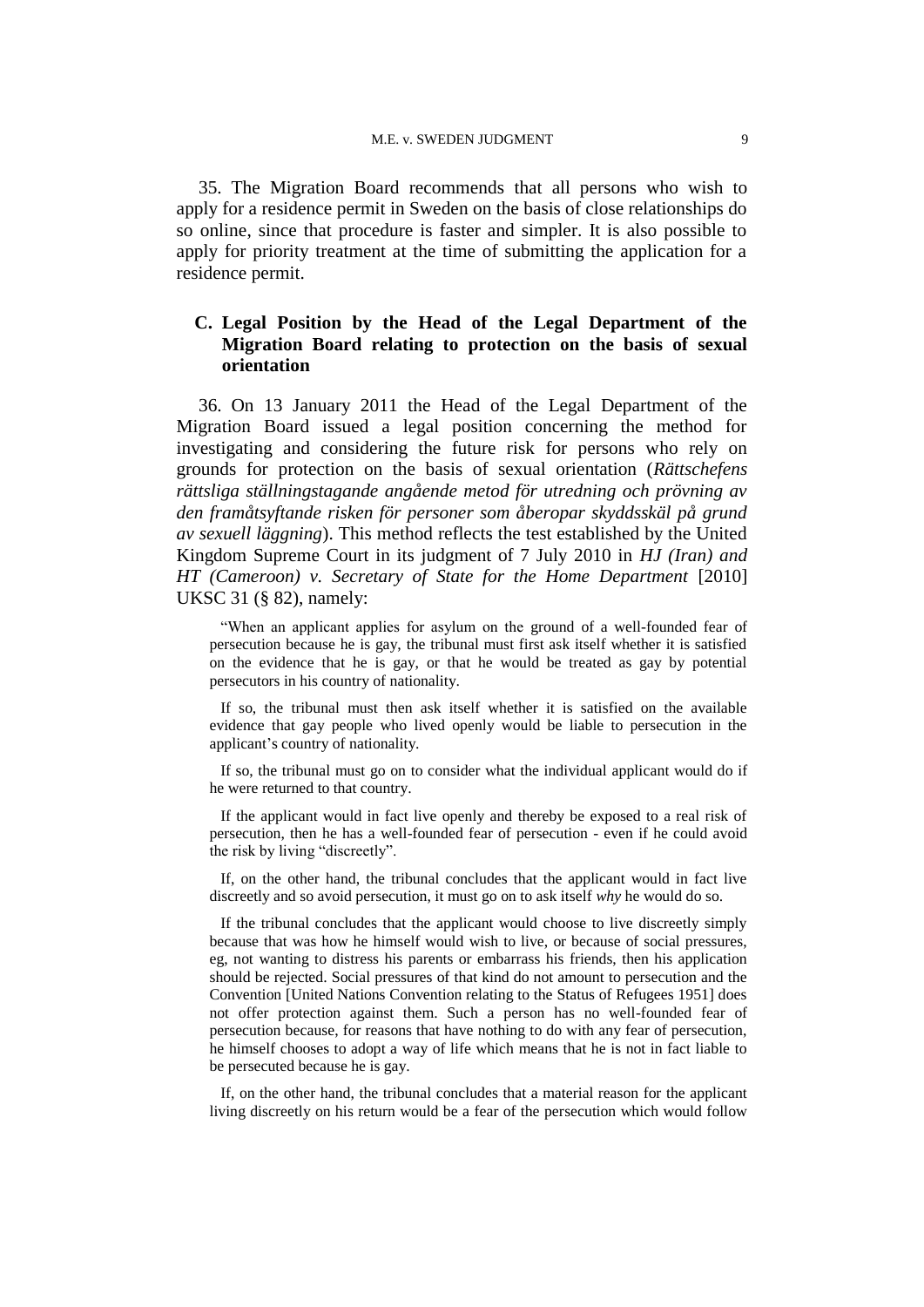35. The Migration Board recommends that all persons who wish to apply for a residence permit in Sweden on the basis of close relationships do so online, since that procedure is faster and simpler. It is also possible to apply for priority treatment at the time of submitting the application for a residence permit.

## C. Legal Position by the Head of the Legal Department of the Migration Board relating to protection on the basis of sexual orientation

36. On 13 January 2011 the Head of the Legal Department of the Migration Board issued a legal position concerning the method for investigating and considering the future risk for persons who rely on grounds for protection on the basis of sexual orientation (*Rättschefens rättsliga ställningstagande angående metod för utredning och prövning av den framåtsyftande risken för personer som åberopar skyddsskäl på grund av sexuell läggning*). This method reflects the test established by the United Kingdom Supreme Court in its judgment of 7 July 2010 in *HJ (Iran) and HT (Cameroon) v. Secretary of State for the Home Department* [2010] UKSC 31 (§ 82), namely:

> "When an applicant applies for asylum on the ground of a well-founded fear of persecution because he is gay, the tribunal must first ask itself whether it is satisfied on the evidence that he is gay, or that he would be treated as gay by potential persecutors in his country of nationality.
>
> If so, the tribunal must then ask itself whether it is satisfied on the available evidence that gay people who lived openly would be liable to persecution in the applicant's country of nationality.
>
> If so, the tribunal must go on to consider what the individual applicant would do if he were returned to that country.
>
> If the applicant would in fact live openly and thereby be exposed to a real risk of persecution, then he has a well-founded fear of persecution - even if he could avoid the risk by living "discreetly".
>
> If, on the other hand, the tribunal concludes that the applicant would in fact live discreetly and so avoid persecution, it must go on to ask itself *why* he would do so.
>
> If the tribunal concludes that the applicant would choose to live discreetly simply because that was how he himself would wish to live, or because of social pressures, eg, not wanting to distress his parents or embarrass his friends, then his application should be rejected. Social pressures of that kind do not amount to persecution and the Convention [United Nations Convention relating to the Status of Refugees 1951] does not offer protection against them. Such a person has no well-founded fear of persecution because, for reasons that have nothing to do with any fear of persecution, he himself chooses to adopt a way of life which means that he is not in fact liable to be persecuted because he is gay.
>
> If, on the other hand, the tribunal concludes that a material reason for the applicant living discreetly on his return would be a fear of the persecution which would follow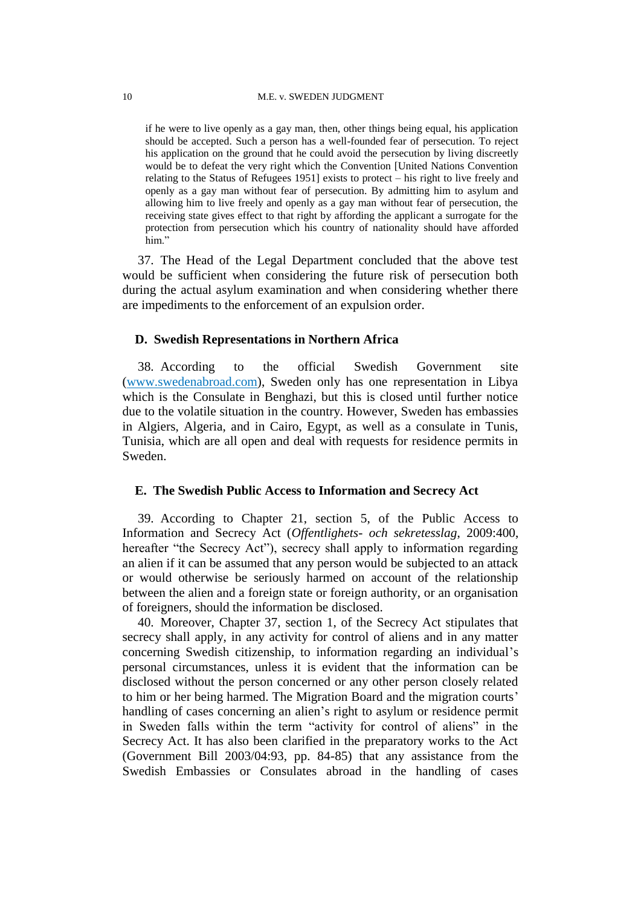> if he were to live openly as a gay man, then, other things being equal, his application should be accepted. Such a person has a well-founded fear of persecution. To reject his application on the ground that he could avoid the persecution by living discreetly would be to defeat the very right which the Convention [United Nations Convention relating to the Status of Refugees 1951] exists to protect – his right to live freely and openly as a gay man without fear of persecution. By admitting him to asylum and allowing him to live freely and openly as a gay man without fear of persecution, the receiving state gives effect to that right by affording the applicant a surrogate for the protection from persecution which his country of nationality should have afforded him."

37. The Head of the Legal Department concluded that the above test would be sufficient when considering the future risk of persecution both during the actual asylum examination and when considering whether there are impediments to the enforcement of an expulsion order.

## D. Swedish Representations in Northern Africa

38. According to the official Swedish Government site (www.swedenabroad.com), Sweden only has one representation in Libya which is the Consulate in Benghazi, but this is closed until further notice due to the volatile situation in the country. However, Sweden has embassies in Algiers, Algeria, and in Cairo, Egypt, as well as a consulate in Tunis, Tunisia, which are all open and deal with requests for residence permits in Sweden.

## E. The Swedish Public Access to Information and Secrecy Act

39. According to Chapter 21, section 5, of the Public Access to Information and Secrecy Act (*Offentlighets- och sekretesslag*, 2009:400, hereafter "the Secrecy Act"), secrecy shall apply to information regarding an alien if it can be assumed that any person would be subjected to an attack or would otherwise be seriously harmed on account of the relationship between the alien and a foreign state or foreign authority, or an organisation of foreigners, should the information be disclosed.

40. Moreover, Chapter 37, section 1, of the Secrecy Act stipulates that secrecy shall apply, in any activity for control of aliens and in any matter concerning Swedish citizenship, to information regarding an individual's personal circumstances, unless it is evident that the information can be disclosed without the person concerned or any other person closely related to him or her being harmed. The Migration Board and the migration courts' handling of cases concerning an alien's right to asylum or residence permit in Sweden falls within the term "activity for control of aliens" in the Secrecy Act. It has also been clarified in the preparatory works to the Act (Government Bill 2003/04:93, pp. 84-85) that any assistance from the Swedish Embassies or Consulates abroad in the handling of cases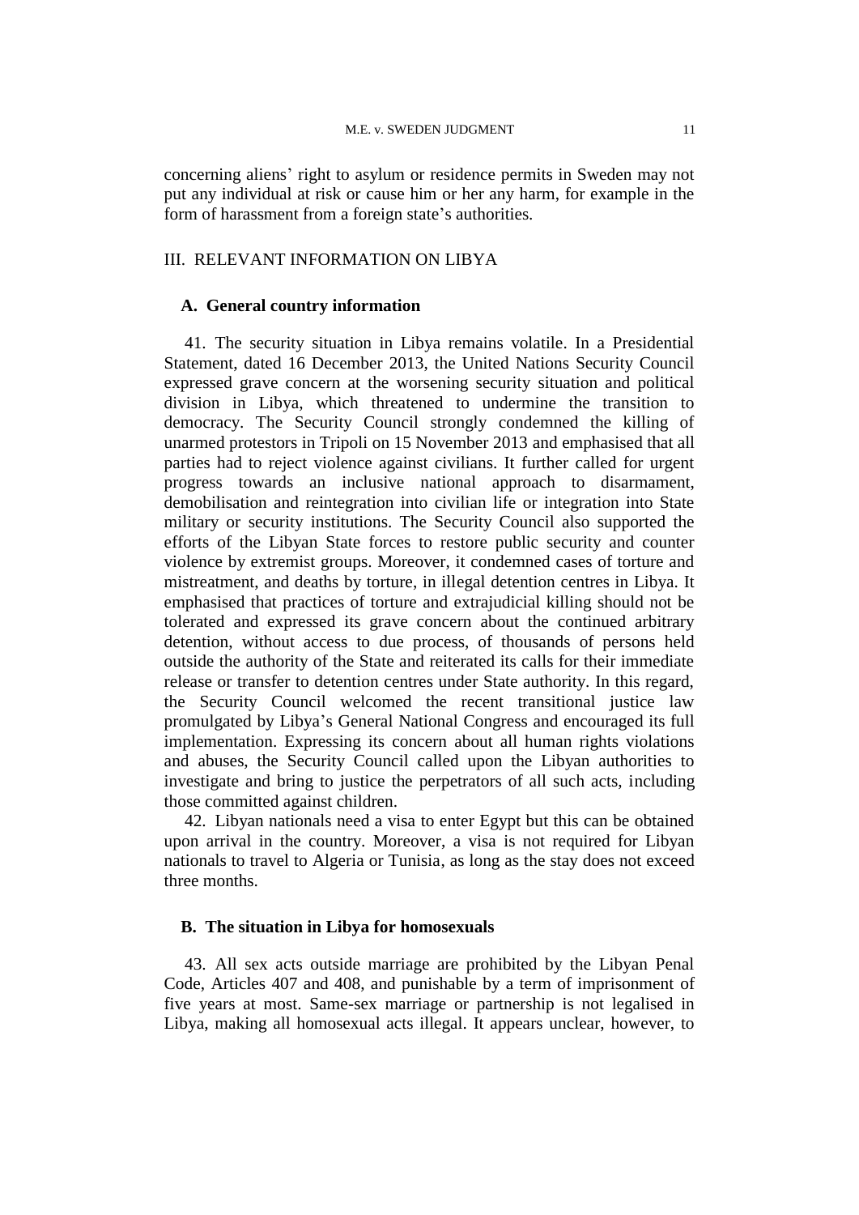concerning aliens' right to asylum or residence permits in Sweden may not put any individual at risk or cause him or her any harm, for example in the form of harassment from a foreign state's authorities.

## III. RELEVANT INFORMATION ON LIBYA

### A. General country information

41. The security situation in Libya remains volatile. In a Presidential Statement, dated 16 December 2013, the United Nations Security Council expressed grave concern at the worsening security situation and political division in Libya, which threatened to undermine the transition to democracy. The Security Council strongly condemned the killing of unarmed protestors in Tripoli on 15 November 2013 and emphasised that all parties had to reject violence against civilians. It further called for urgent progress towards an inclusive national approach to disarmament, demobilisation and reintegration into civilian life or integration into State military or security institutions. The Security Council also supported the efforts of the Libyan State forces to restore public security and counter violence by extremist groups. Moreover, it condemned cases of torture and mistreatment, and deaths by torture, in illegal detention centres in Libya. It emphasised that practices of torture and extrajudicial killing should not be tolerated and expressed its grave concern about the continued arbitrary detention, without access to due process, of thousands of persons held outside the authority of the State and reiterated its calls for their immediate release or transfer to detention centres under State authority. In this regard, the Security Council welcomed the recent transitional justice law promulgated by Libya's General National Congress and encouraged its full implementation. Expressing its concern about all human rights violations and abuses, the Security Council called upon the Libyan authorities to investigate and bring to justice the perpetrators of all such acts, including those committed against children.

42. Libyan nationals need a visa to enter Egypt but this can be obtained upon arrival in the country. Moreover, a visa is not required for Libyan nationals to travel to Algeria or Tunisia, as long as the stay does not exceed three months.

### B. The situation in Libya for homosexuals

43. All sex acts outside marriage are prohibited by the Libyan Penal Code, Articles 407 and 408, and punishable by a term of imprisonment of five years at most. Same-sex marriage or partnership is not legalised in Libya, making all homosexual acts illegal. It appears unclear, however, to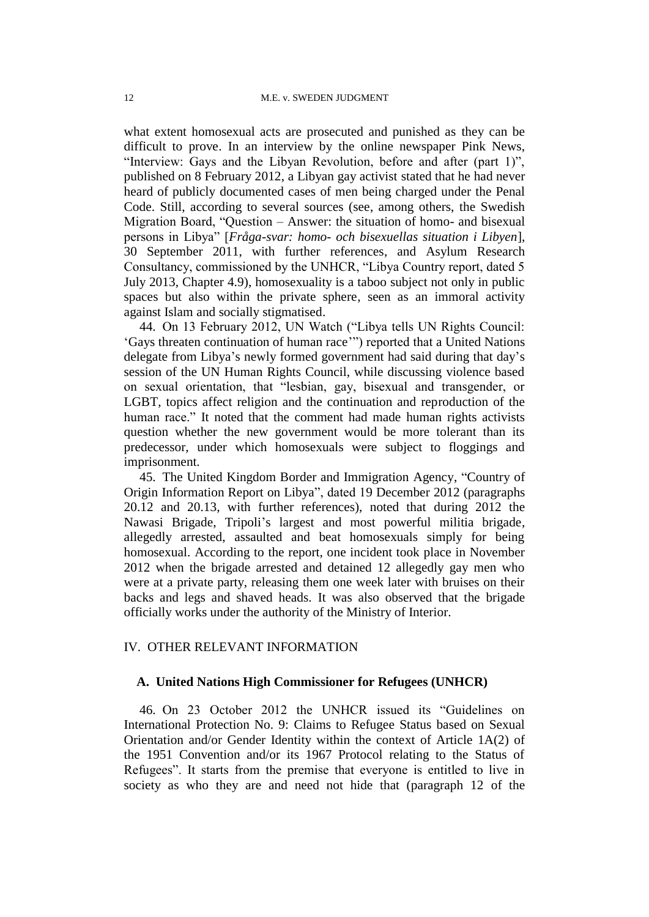what extent homosexual acts are prosecuted and punished as they can be difficult to prove. In an interview by the online newspaper Pink News, "Interview: Gays and the Libyan Revolution, before and after (part 1)", published on 8 February 2012, a Libyan gay activist stated that he had never heard of publicly documented cases of men being charged under the Penal Code. Still, according to several sources (see, among others, the Swedish Migration Board, "Question – Answer: the situation of homo- and bisexual persons in Libya" [*Fråga-svar: homo- och bisexuellas situation i Libyen*], 30 September 2011, with further references, and Asylum Research Consultancy, commissioned by the UNHCR, "Libya Country report, dated 5 July 2013, Chapter 4.9), homosexuality is a taboo subject not only in public spaces but also within the private sphere, seen as an immoral activity against Islam and socially stigmatised.

44. On 13 February 2012, UN Watch ("Libya tells UN Rights Council: 'Gays threaten continuation of human race'") reported that a United Nations delegate from Libya's newly formed government had said during that day's session of the UN Human Rights Council, while discussing violence based on sexual orientation, that "lesbian, gay, bisexual and transgender, or LGBT, topics affect religion and the continuation and reproduction of the human race." It noted that the comment had made human rights activists question whether the new government would be more tolerant than its predecessor, under which homosexuals were subject to floggings and imprisonment.

45. The United Kingdom Border and Immigration Agency, "Country of Origin Information Report on Libya", dated 19 December 2012 (paragraphs 20.12 and 20.13, with further references), noted that during 2012 the Nawasi Brigade, Tripoli's largest and most powerful militia brigade, allegedly arrested, assaulted and beat homosexuals simply for being homosexual. According to the report, one incident took place in November 2012 when the brigade arrested and detained 12 allegedly gay men who were at a private party, releasing them one week later with bruises on their backs and legs and shaved heads. It was also observed that the brigade officially works under the authority of the Ministry of Interior.

## IV. OTHER RELEVANT INFORMATION

### A. United Nations High Commissioner for Refugees (UNHCR)

46. On 23 October 2012 the UNHCR issued its "Guidelines on International Protection No. 9: Claims to Refugee Status based on Sexual Orientation and/or Gender Identity within the context of Article 1A(2) of the 1951 Convention and/or its 1967 Protocol relating to the Status of Refugees". It starts from the premise that everyone is entitled to live in society as who they are and need not hide that (paragraph 12 of the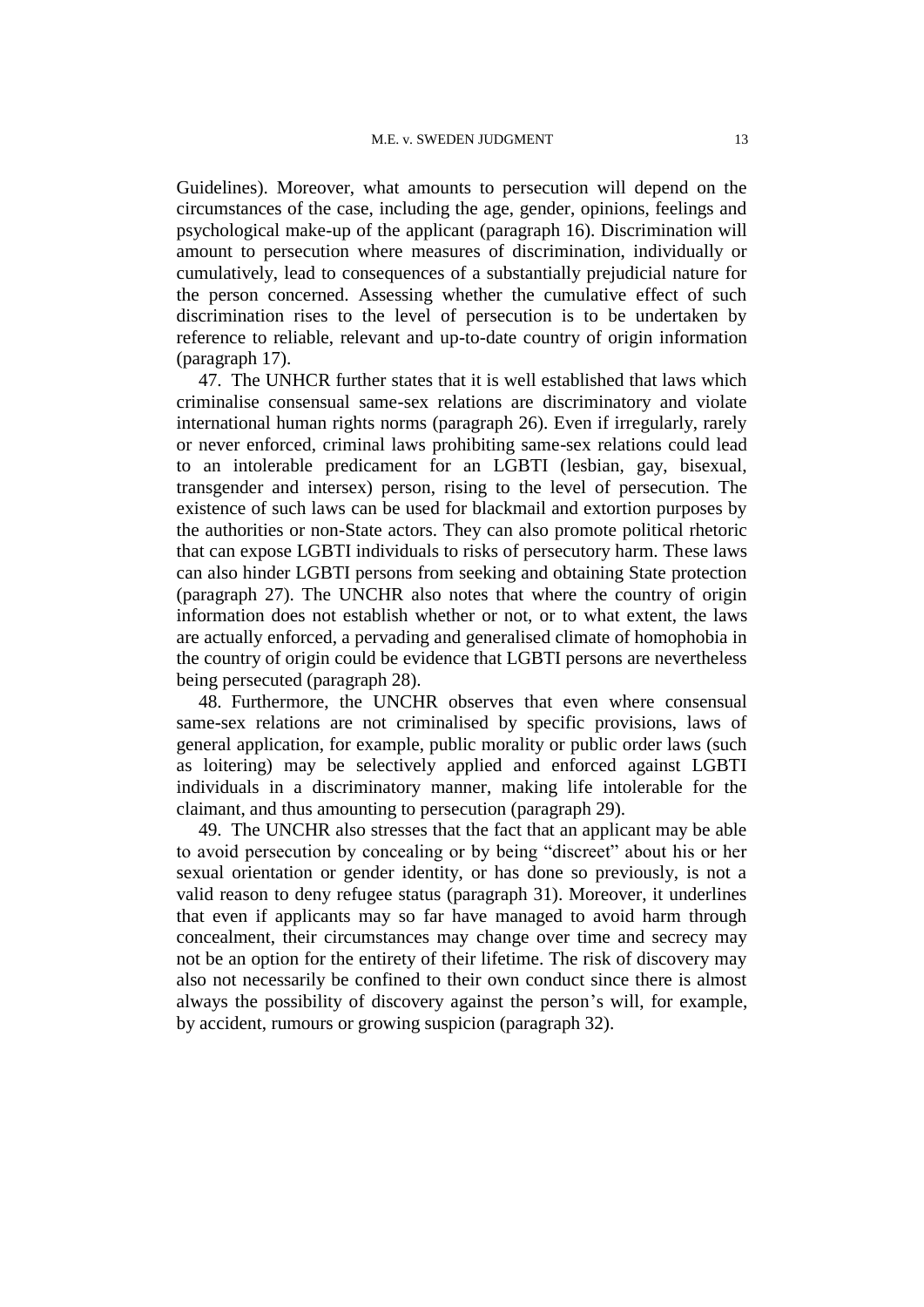Guidelines). Moreover, what amounts to persecution will depend on the circumstances of the case, including the age, gender, opinions, feelings and psychological make-up of the applicant (paragraph 16). Discrimination will amount to persecution where measures of discrimination, individually or cumulatively, lead to consequences of a substantially prejudicial nature for the person concerned. Assessing whether the cumulative effect of such discrimination rises to the level of persecution is to be undertaken by reference to reliable, relevant and up-to-date country of origin information (paragraph 17).

47. The UNHCR further states that it is well established that laws which criminalise consensual same-sex relations are discriminatory and violate international human rights norms (paragraph 26). Even if irregularly, rarely or never enforced, criminal laws prohibiting same-sex relations could lead to an intolerable predicament for an LGBTI (lesbian, gay, bisexual, transgender and intersex) person, rising to the level of persecution. The existence of such laws can be used for blackmail and extortion purposes by the authorities or non-State actors. They can also promote political rhetoric that can expose LGBTI individuals to risks of persecutory harm. These laws can also hinder LGBTI persons from seeking and obtaining State protection (paragraph 27). The UNCHR also notes that where the country of origin information does not establish whether or not, or to what extent, the laws are actually enforced, a pervading and generalised climate of homophobia in the country of origin could be evidence that LGBTI persons are nevertheless being persecuted (paragraph 28).

48. Furthermore, the UNCHR observes that even where consensual same-sex relations are not criminalised by specific provisions, laws of general application, for example, public morality or public order laws (such as loitering) may be selectively applied and enforced against LGBTI individuals in a discriminatory manner, making life intolerable for the claimant, and thus amounting to persecution (paragraph 29).

49. The UNCHR also stresses that the fact that an applicant may be able to avoid persecution by concealing or by being "discreet" about his or her sexual orientation or gender identity, or has done so previously, is not a valid reason to deny refugee status (paragraph 31). Moreover, it underlines that even if applicants may so far have managed to avoid harm through concealment, their circumstances may change over time and secrecy may not be an option for the entirety of their lifetime. The risk of discovery may also not necessarily be confined to their own conduct since there is almost always the possibility of discovery against the person's will, for example, by accident, rumours or growing suspicion (paragraph 32).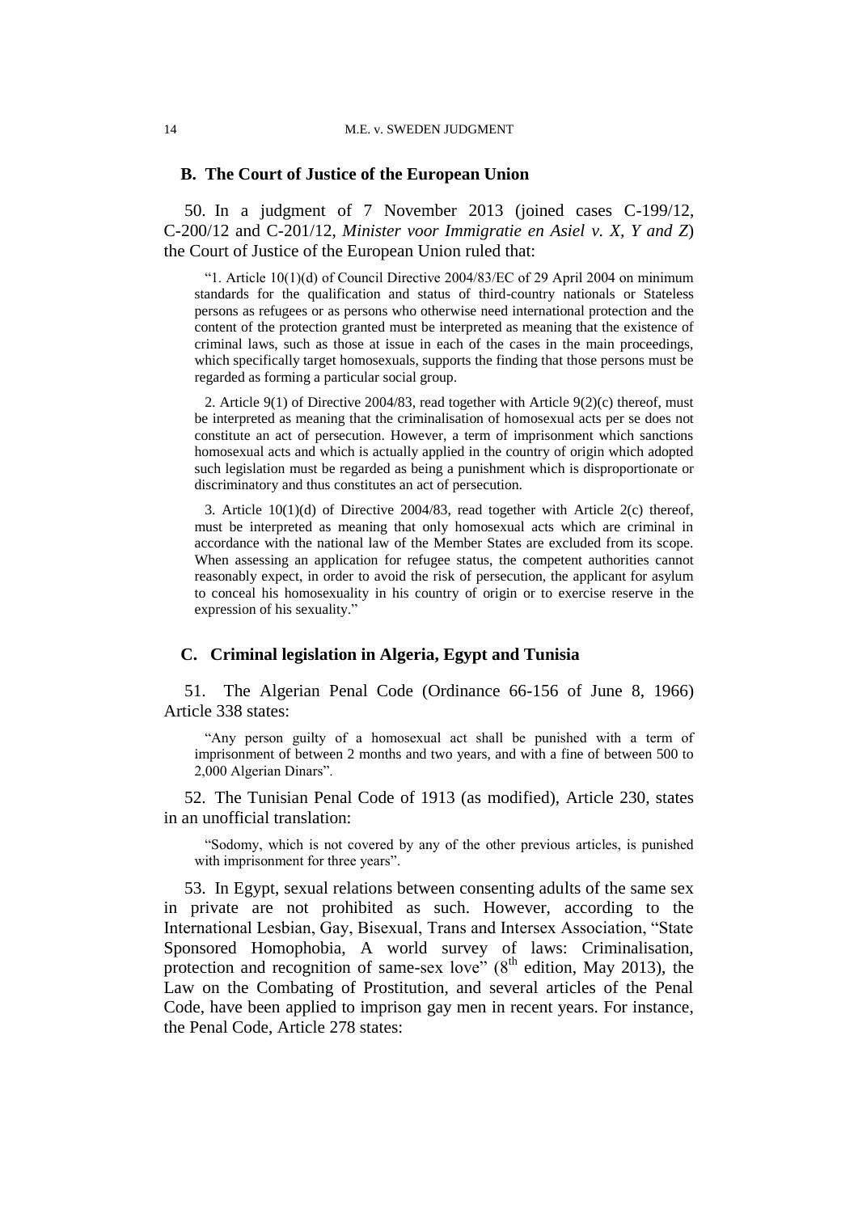### B. The Court of Justice of the European Union

50. In a judgment of 7 November 2013 (joined cases C-199/12, C-200/12 and C-201/12, *Minister voor Immigratie en Asiel v. X, Y and Z*) the Court of Justice of the European Union ruled that:

> "1. Article 10(1)(d) of Council Directive 2004/83/EC of 29 April 2004 on minimum standards for the qualification and status of third-country nationals or Stateless persons as refugees or as persons who otherwise need international protection and the content of the protection granted must be interpreted as meaning that the existence of criminal laws, such as those at issue in each of the cases in the main proceedings, which specifically target homosexuals, supports the finding that those persons must be regarded as forming a particular social group.
>
> 2. Article 9(1) of Directive 2004/83, read together with Article 9(2)(c) thereof, must be interpreted as meaning that the criminalisation of homosexual acts per se does not constitute an act of persecution. However, a term of imprisonment which sanctions homosexual acts and which is actually applied in the country of origin which adopted such legislation must be regarded as being a punishment which is disproportionate or discriminatory and thus constitutes an act of persecution.
>
> 3. Article 10(1)(d) of Directive 2004/83, read together with Article 2(c) thereof, must be interpreted as meaning that only homosexual acts which are criminal in accordance with the national law of the Member States are excluded from its scope. When assessing an application for refugee status, the competent authorities cannot reasonably expect, in order to avoid the risk of persecution, the applicant for asylum to conceal his homosexuality in his country of origin or to exercise reserve in the expression of his sexuality."

### C. Criminal legislation in Algeria, Egypt and Tunisia

51. The Algerian Penal Code (Ordinance 66-156 of June 8, 1966) Article 338 states:

> "Any person guilty of a homosexual act shall be punished with a term of imprisonment of between 2 months and two years, and with a fine of between 500 to 2,000 Algerian Dinars".

52. The Tunisian Penal Code of 1913 (as modified), Article 230, states in an unofficial translation:

> "Sodomy, which is not covered by any of the other previous articles, is punished with imprisonment for three years".

53. In Egypt, sexual relations between consenting adults of the same sex in private are not prohibited as such. However, according to the International Lesbian, Gay, Bisexual, Trans and Intersex Association, "State Sponsored Homophobia, A world survey of laws: Criminalisation, protection and recognition of same-sex love" (8th edition, May 2013), the Law on the Combating of Prostitution, and several articles of the Penal Code, have been applied to imprison gay men in recent years. For instance, the Penal Code, Article 278 states: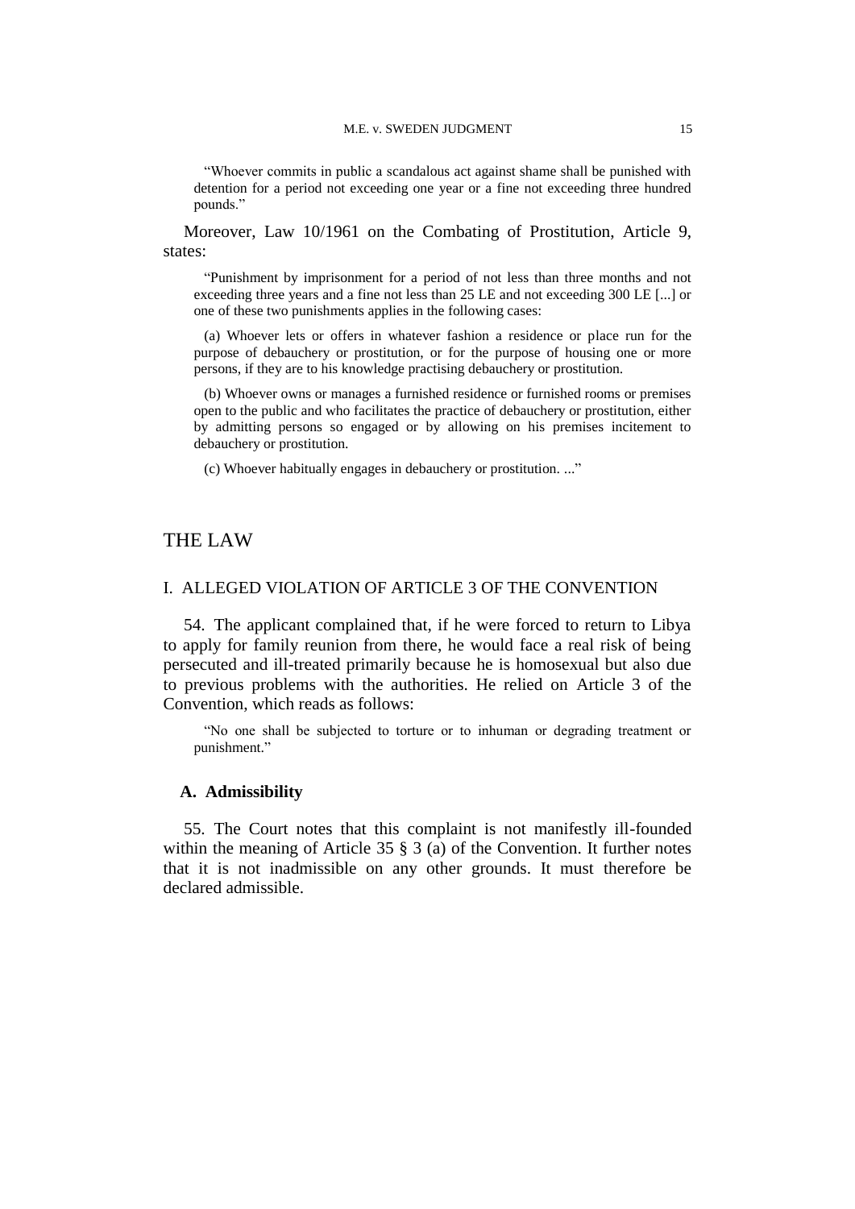> "Whoever commits in public a scandalous act against shame shall be punished with detention for a period not exceeding one year or a fine not exceeding three hundred pounds."

Moreover, Law 10/1961 on the Combating of Prostitution, Article 9, states:

> "Punishment by imprisonment for a period of not less than three months and not exceeding three years and a fine not less than 25 LE and not exceeding 300 LE [...] or one of these two punishments applies in the following cases:
>
> (a) Whoever lets or offers in whatever fashion a residence or place run for the purpose of debauchery or prostitution, or for the purpose of housing one or more persons, if they are to his knowledge practising debauchery or prostitution.
>
> (b) Whoever owns or manages a furnished residence or furnished rooms or premises open to the public and who facilitates the practice of debauchery or prostitution, either by admitting persons so engaged or by allowing on his premises incitement to debauchery or prostitution.
>
> (c) Whoever habitually engages in debauchery or prostitution. ..."

# THE LAW

## I. ALLEGED VIOLATION OF ARTICLE 3 OF THE CONVENTION

54. The applicant complained that, if he were forced to return to Libya to apply for family reunion from there, he would face a real risk of being persecuted and ill-treated primarily because he is homosexual but also due to previous problems with the authorities. He relied on Article 3 of the Convention, which reads as follows:

> "No one shall be subjected to torture or to inhuman or degrading treatment or punishment."

### A. Admissibility

55. The Court notes that this complaint is not manifestly ill-founded within the meaning of Article 35 § 3 (a) of the Convention. It further notes that it is not inadmissible on any other grounds. It must therefore be declared admissible.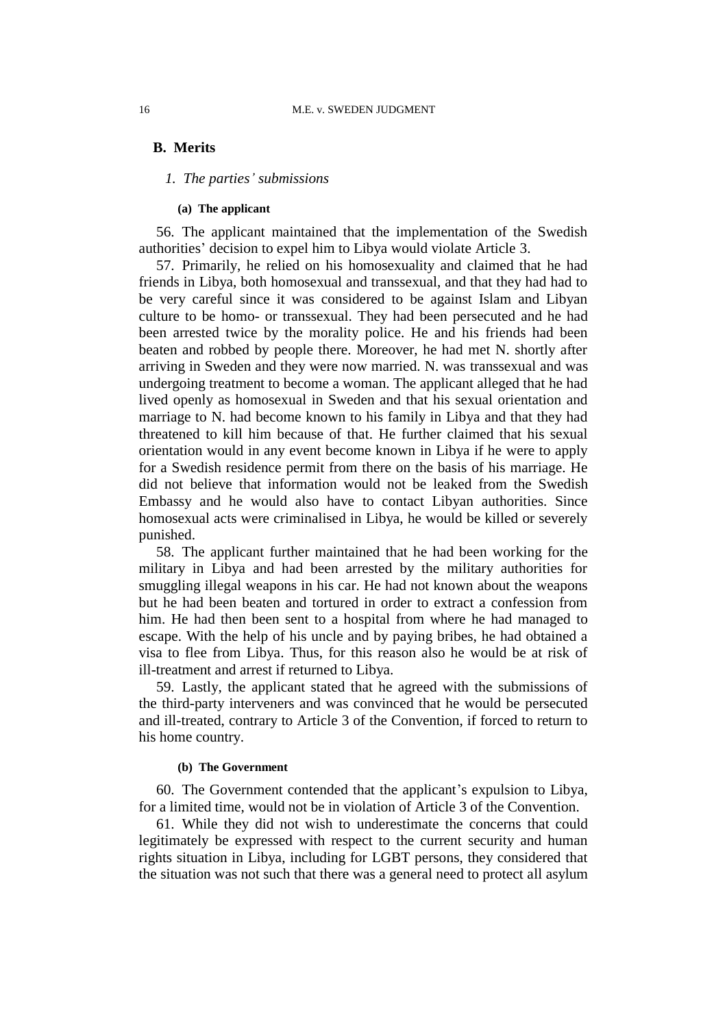## B. Merits

### 1. The parties' submissions

#### (a) The applicant

56. The applicant maintained that the implementation of the Swedish authorities' decision to expel him to Libya would violate Article 3.

57. Primarily, he relied on his homosexuality and claimed that he had friends in Libya, both homosexual and transsexual, and that they had had to be very careful since it was considered to be against Islam and Libyan culture to be homo- or transsexual. They had been persecuted and he had been arrested twice by the morality police. He and his friends had been beaten and robbed by people there. Moreover, he had met N. shortly after arriving in Sweden and they were now married. N. was transsexual and was undergoing treatment to become a woman. The applicant alleged that he had lived openly as homosexual in Sweden and that his sexual orientation and marriage to N. had become known to his family in Libya and that they had threatened to kill him because of that. He further claimed that his sexual orientation would in any event become known in Libya if he were to apply for a Swedish residence permit from there on the basis of his marriage. He did not believe that information would not be leaked from the Swedish Embassy and he would also have to contact Libyan authorities. Since homosexual acts were criminalised in Libya, he would be killed or severely punished.

58. The applicant further maintained that he had been working for the military in Libya and had been arrested by the military authorities for smuggling illegal weapons in his car. He had not known about the weapons but he had been beaten and tortured in order to extract a confession from him. He had then been sent to a hospital from where he had managed to escape. With the help of his uncle and by paying bribes, he had obtained a visa to flee from Libya. Thus, for this reason also he would be at risk of ill-treatment and arrest if returned to Libya.

59. Lastly, the applicant stated that he agreed with the submissions of the third-party interveners and was convinced that he would be persecuted and ill-treated, contrary to Article 3 of the Convention, if forced to return to his home country.

#### (b) The Government

60. The Government contended that the applicant's expulsion to Libya, for a limited time, would not be in violation of Article 3 of the Convention.

61. While they did not wish to underestimate the concerns that could legitimately be expressed with respect to the current security and human rights situation in Libya, including for LGBT persons, they considered that the situation was not such that there was a general need to protect all asylum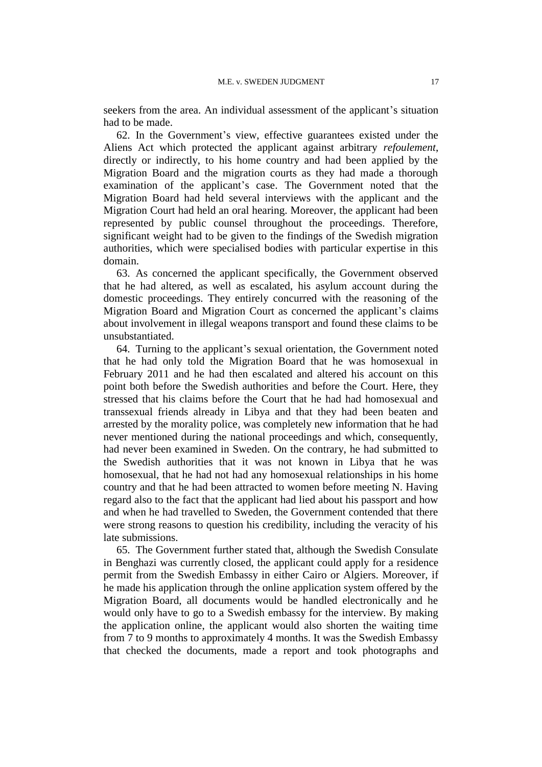seekers from the area. An individual assessment of the applicant's situation had to be made.

62. In the Government's view, effective guarantees existed under the Aliens Act which protected the applicant against arbitrary *refoulement*, directly or indirectly, to his home country and had been applied by the Migration Board and the migration courts as they had made a thorough examination of the applicant's case. The Government noted that the Migration Board had held several interviews with the applicant and the Migration Court had held an oral hearing. Moreover, the applicant had been represented by public counsel throughout the proceedings. Therefore, significant weight had to be given to the findings of the Swedish migration authorities, which were specialised bodies with particular expertise in this domain.

63. As concerned the applicant specifically, the Government observed that he had altered, as well as escalated, his asylum account during the domestic proceedings. They entirely concurred with the reasoning of the Migration Board and Migration Court as concerned the applicant's claims about involvement in illegal weapons transport and found these claims to be unsubstantiated.

64. Turning to the applicant's sexual orientation, the Government noted that he had only told the Migration Board that he was homosexual in February 2011 and he had then escalated and altered his account on this point both before the Swedish authorities and before the Court. Here, they stressed that his claims before the Court that he had had homosexual and transsexual friends already in Libya and that they had been beaten and arrested by the morality police, was completely new information that he had never mentioned during the national proceedings and which, consequently, had never been examined in Sweden. On the contrary, he had submitted to the Swedish authorities that it was not known in Libya that he was homosexual, that he had not had any homosexual relationships in his home country and that he had been attracted to women before meeting N. Having regard also to the fact that the applicant had lied about his passport and how and when he had travelled to Sweden, the Government contended that there were strong reasons to question his credibility, including the veracity of his late submissions.

65. The Government further stated that, although the Swedish Consulate in Benghazi was currently closed, the applicant could apply for a residence permit from the Swedish Embassy in either Cairo or Algiers. Moreover, if he made his application through the online application system offered by the Migration Board, all documents would be handled electronically and he would only have to go to a Swedish embassy for the interview. By making the application online, the applicant would also shorten the waiting time from 7 to 9 months to approximately 4 months. It was the Swedish Embassy that checked the documents, made a report and took photographs and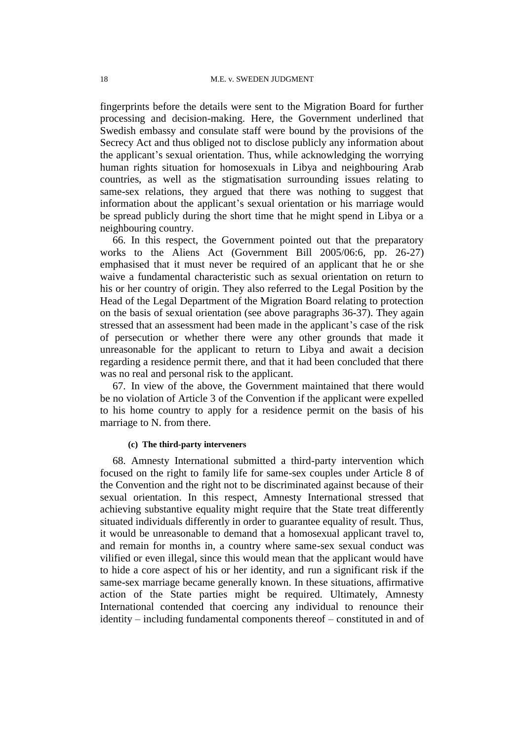fingerprints before the details were sent to the Migration Board for further processing and decision-making. Here, the Government underlined that Swedish embassy and consulate staff were bound by the provisions of the Secrecy Act and thus obliged not to disclose publicly any information about the applicant's sexual orientation. Thus, while acknowledging the worrying human rights situation for homosexuals in Libya and neighbouring Arab countries, as well as the stigmatisation surrounding issues relating to same-sex relations, they argued that there was nothing to suggest that information about the applicant's sexual orientation or his marriage would be spread publicly during the short time that he might spend in Libya or a neighbouring country.

66. In this respect, the Government pointed out that the preparatory works to the Aliens Act (Government Bill 2005/06:6, pp. 26-27) emphasised that it must never be required of an applicant that he or she waive a fundamental characteristic such as sexual orientation on return to his or her country of origin. They also referred to the Legal Position by the Head of the Legal Department of the Migration Board relating to protection on the basis of sexual orientation (see above paragraphs 36-37). They again stressed that an assessment had been made in the applicant's case of the risk of persecution or whether there were any other grounds that made it unreasonable for the applicant to return to Libya and await a decision regarding a residence permit there, and that it had been concluded that there was no real and personal risk to the applicant.

67. In view of the above, the Government maintained that there would be no violation of Article 3 of the Convention if the applicant were expelled to his home country to apply for a residence permit on the basis of his marriage to N. from there.

#### (c) The third-party interveners

68. Amnesty International submitted a third-party intervention which focused on the right to family life for same-sex couples under Article 8 of the Convention and the right not to be discriminated against because of their sexual orientation. In this respect, Amnesty International stressed that achieving substantive equality might require that the State treat differently situated individuals differently in order to guarantee equality of result. Thus, it would be unreasonable to demand that a homosexual applicant travel to, and remain for months in, a country where same-sex sexual conduct was vilified or even illegal, since this would mean that the applicant would have to hide a core aspect of his or her identity, and run a significant risk if the same-sex marriage became generally known. In these situations, affirmative action of the State parties might be required. Ultimately, Amnesty International contended that coercing any individual to renounce their identity – including fundamental components thereof – constituted in and of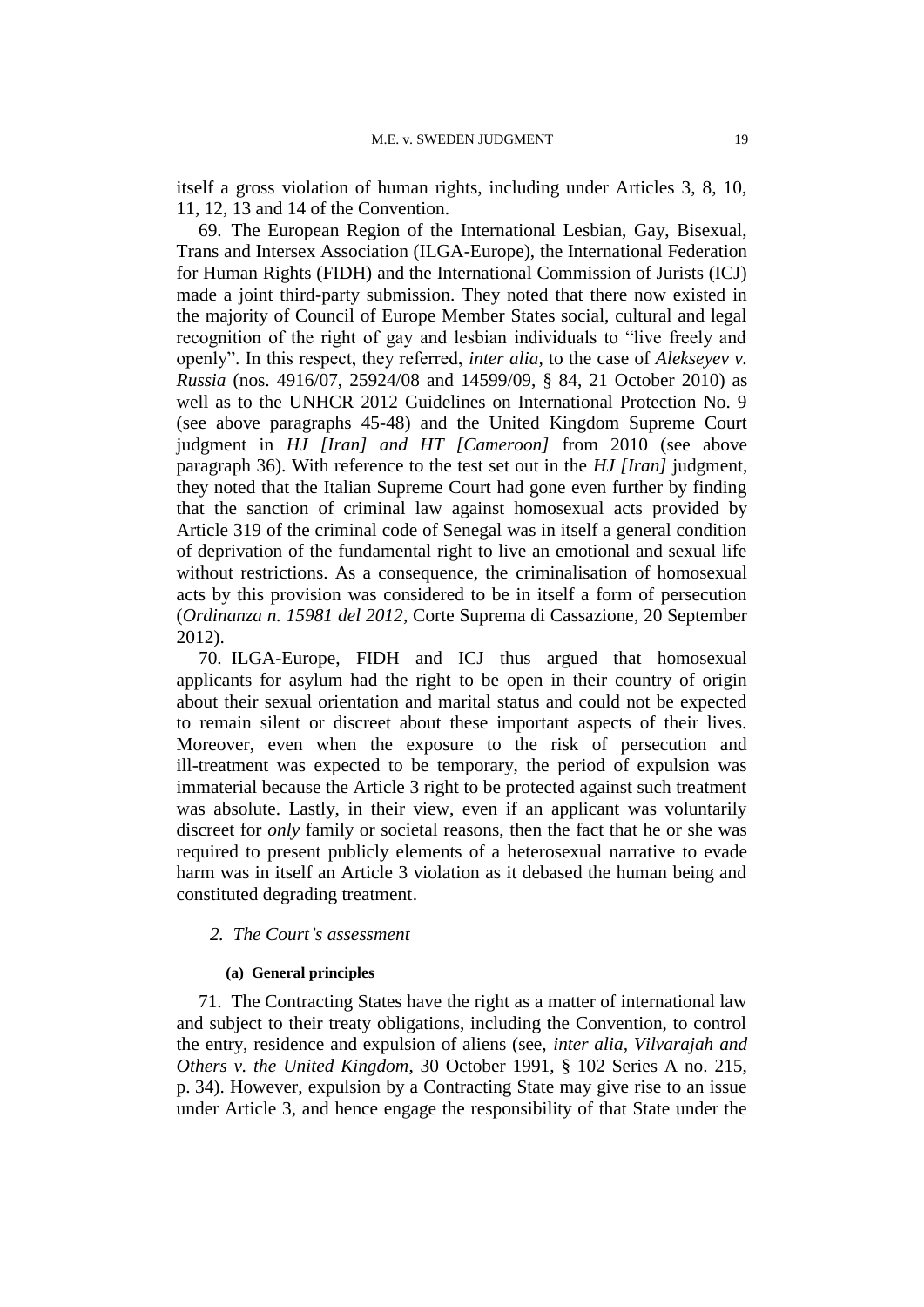itself a gross violation of human rights, including under Articles 3, 8, 10, 11, 12, 13 and 14 of the Convention.

69. The European Region of the International Lesbian, Gay, Bisexual, Trans and Intersex Association (ILGA-Europe), the International Federation for Human Rights (FIDH) and the International Commission of Jurists (ICJ) made a joint third-party submission. They noted that there now existed in the majority of Council of Europe Member States social, cultural and legal recognition of the right of gay and lesbian individuals to "live freely and openly". In this respect, they referred, *inter alia*, to the case of *Alekseyev v. Russia* (nos. 4916/07, 25924/08 and 14599/09, § 84, 21 October 2010) as well as to the UNHCR 2012 Guidelines on International Protection No. 9 (see above paragraphs 45-48) and the United Kingdom Supreme Court judgment in *HJ [Iran] and HT [Cameroon]* from 2010 (see above paragraph 36). With reference to the test set out in the *HJ [Iran]* judgment, they noted that the Italian Supreme Court had gone even further by finding that the sanction of criminal law against homosexual acts provided by Article 319 of the criminal code of Senegal was in itself a general condition of deprivation of the fundamental right to live an emotional and sexual life without restrictions. As a consequence, the criminalisation of homosexual acts by this provision was considered to be in itself a form of persecution (*Ordinanza n. 15981 del 2012*, Corte Suprema di Cassazione, 20 September 2012).

70. ILGA-Europe, FIDH and ICJ thus argued that homosexual applicants for asylum had the right to be open in their country of origin about their sexual orientation and marital status and could not be expected to remain silent or discreet about these important aspects of their lives. Moreover, even when the exposure to the risk of persecution and ill-treatment was expected to be temporary, the period of expulsion was immaterial because the Article 3 right to be protected against such treatment was absolute. Lastly, in their view, even if an applicant was voluntarily discreet for *only* family or societal reasons, then the fact that he or she was required to present publicly elements of a heterosexual narrative to evade harm was in itself an Article 3 violation as it debased the human being and constituted degrading treatment.

### *2. The Court's assessment*

#### **(a) General principles**

71. The Contracting States have the right as a matter of international law and subject to their treaty obligations, including the Convention, to control the entry, residence and expulsion of aliens (see, *inter alia*, *Vilvarajah and Others v. the United Kingdom*, 30 October 1991, § 102 Series A no. 215, p. 34). However, expulsion by a Contracting State may give rise to an issue under Article 3, and hence engage the responsibility of that State under the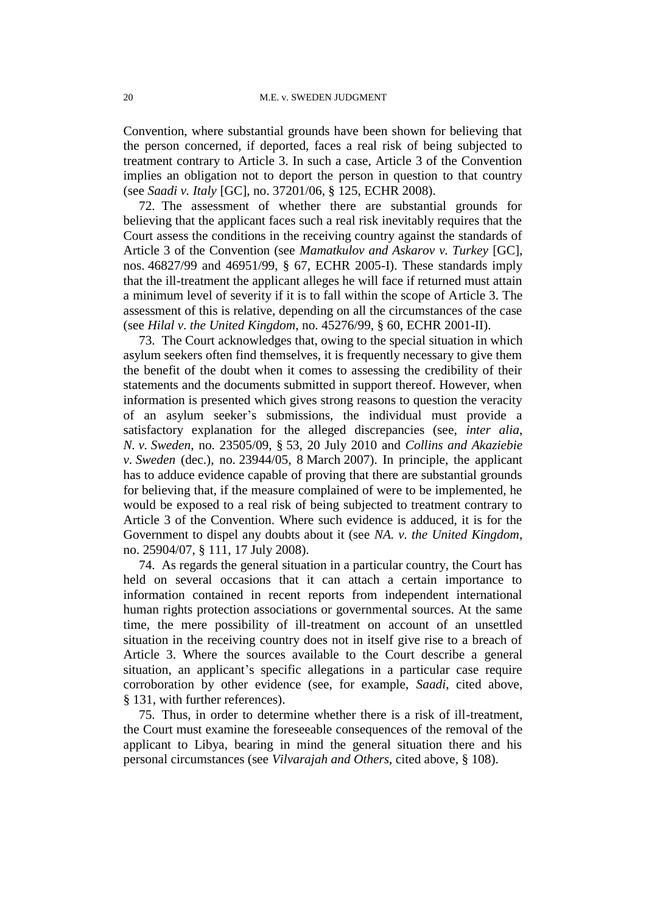Convention, where substantial grounds have been shown for believing that the person concerned, if deported, faces a real risk of being subjected to treatment contrary to Article 3. In such a case, Article 3 of the Convention implies an obligation not to deport the person in question to that country (see *Saadi v. Italy* [GC], no. 37201/06, § 125, ECHR 2008).

72. The assessment of whether there are substantial grounds for believing that the applicant faces such a real risk inevitably requires that the Court assess the conditions in the receiving country against the standards of Article 3 of the Convention (see *Mamatkulov and Askarov v. Turkey* [GC], nos. 46827/99 and 46951/99, § 67, ECHR 2005-I). These standards imply that the ill-treatment the applicant alleges he will face if returned must attain a minimum level of severity if it is to fall within the scope of Article 3. The assessment of this is relative, depending on all the circumstances of the case (see *Hilal v. the United Kingdom*, no. 45276/99, § 60, ECHR 2001-II).

73. The Court acknowledges that, owing to the special situation in which asylum seekers often find themselves, it is frequently necessary to give them the benefit of the doubt when it comes to assessing the credibility of their statements and the documents submitted in support thereof. However, when information is presented which gives strong reasons to question the veracity of an asylum seeker's submissions, the individual must provide a satisfactory explanation for the alleged discrepancies (see, *inter alia*, *N. v. Sweden*, no. 23505/09, § 53, 20 July 2010 and *Collins and Akaziebie v. Sweden* (dec.), no. 23944/05, 8 March 2007). In principle, the applicant has to adduce evidence capable of proving that there are substantial grounds for believing that, if the measure complained of were to be implemented, he would be exposed to a real risk of being subjected to treatment contrary to Article 3 of the Convention. Where such evidence is adduced, it is for the Government to dispel any doubts about it (see *NA. v. the United Kingdom*, no. 25904/07, § 111, 17 July 2008).

74. As regards the general situation in a particular country, the Court has held on several occasions that it can attach a certain importance to information contained in recent reports from independent international human rights protection associations or governmental sources. At the same time, the mere possibility of ill-treatment on account of an unsettled situation in the receiving country does not in itself give rise to a breach of Article 3. Where the sources available to the Court describe a general situation, an applicant's specific allegations in a particular case require corroboration by other evidence (see, for example, *Saadi*, cited above, § 131, with further references).

75. Thus, in order to determine whether there is a risk of ill-treatment, the Court must examine the foreseeable consequences of the removal of the applicant to Libya, bearing in mind the general situation there and his personal circumstances (see *Vilvarajah and Others*, cited above, § 108).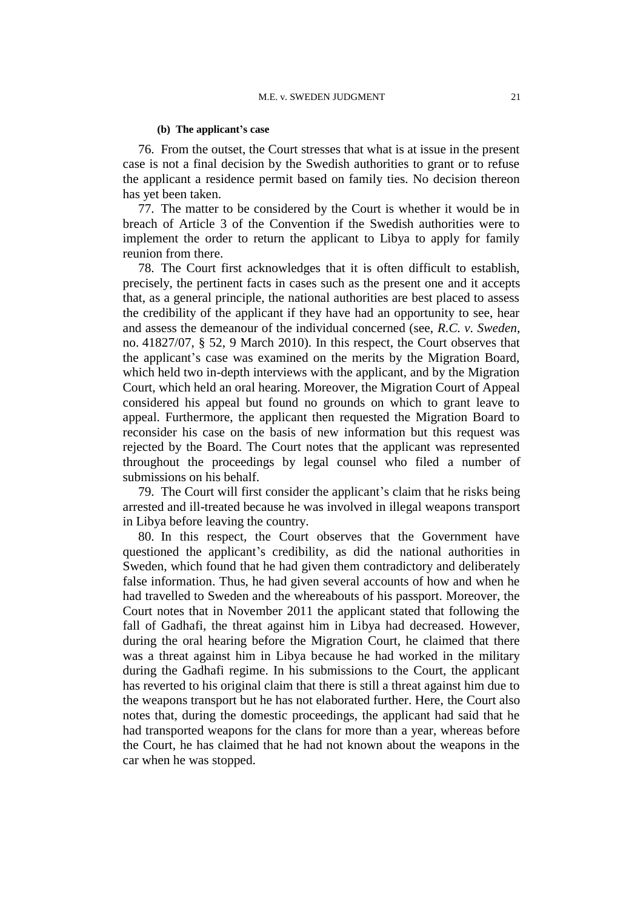#### (b) The applicant's case

76. From the outset, the Court stresses that what is at issue in the present case is not a final decision by the Swedish authorities to grant or to refuse the applicant a residence permit based on family ties. No decision thereon has yet been taken.

77. The matter to be considered by the Court is whether it would be in breach of Article 3 of the Convention if the Swedish authorities were to implement the order to return the applicant to Libya to apply for family reunion from there.

78. The Court first acknowledges that it is often difficult to establish, precisely, the pertinent facts in cases such as the present one and it accepts that, as a general principle, the national authorities are best placed to assess the credibility of the applicant if they have had an opportunity to see, hear and assess the demeanour of the individual concerned (see, *R.C. v. Sweden*, no. 41827/07, § 52, 9 March 2010). In this respect, the Court observes that the applicant's case was examined on the merits by the Migration Board, which held two in-depth interviews with the applicant, and by the Migration Court, which held an oral hearing. Moreover, the Migration Court of Appeal considered his appeal but found no grounds on which to grant leave to appeal. Furthermore, the applicant then requested the Migration Board to reconsider his case on the basis of new information but this request was rejected by the Board. The Court notes that the applicant was represented throughout the proceedings by legal counsel who filed a number of submissions on his behalf.

79. The Court will first consider the applicant's claim that he risks being arrested and ill-treated because he was involved in illegal weapons transport in Libya before leaving the country.

80. In this respect, the Court observes that the Government have questioned the applicant's credibility, as did the national authorities in Sweden, which found that he had given them contradictory and deliberately false information. Thus, he had given several accounts of how and when he had travelled to Sweden and the whereabouts of his passport. Moreover, the Court notes that in November 2011 the applicant stated that following the fall of Gadhafi, the threat against him in Libya had decreased. However, during the oral hearing before the Migration Court, he claimed that there was a threat against him in Libya because he had worked in the military during the Gadhafi regime. In his submissions to the Court, the applicant has reverted to his original claim that there is still a threat against him due to the weapons transport but he has not elaborated further. Here, the Court also notes that, during the domestic proceedings, the applicant had said that he had transported weapons for the clans for more than a year, whereas before the Court, he has claimed that he had not known about the weapons in the car when he was stopped.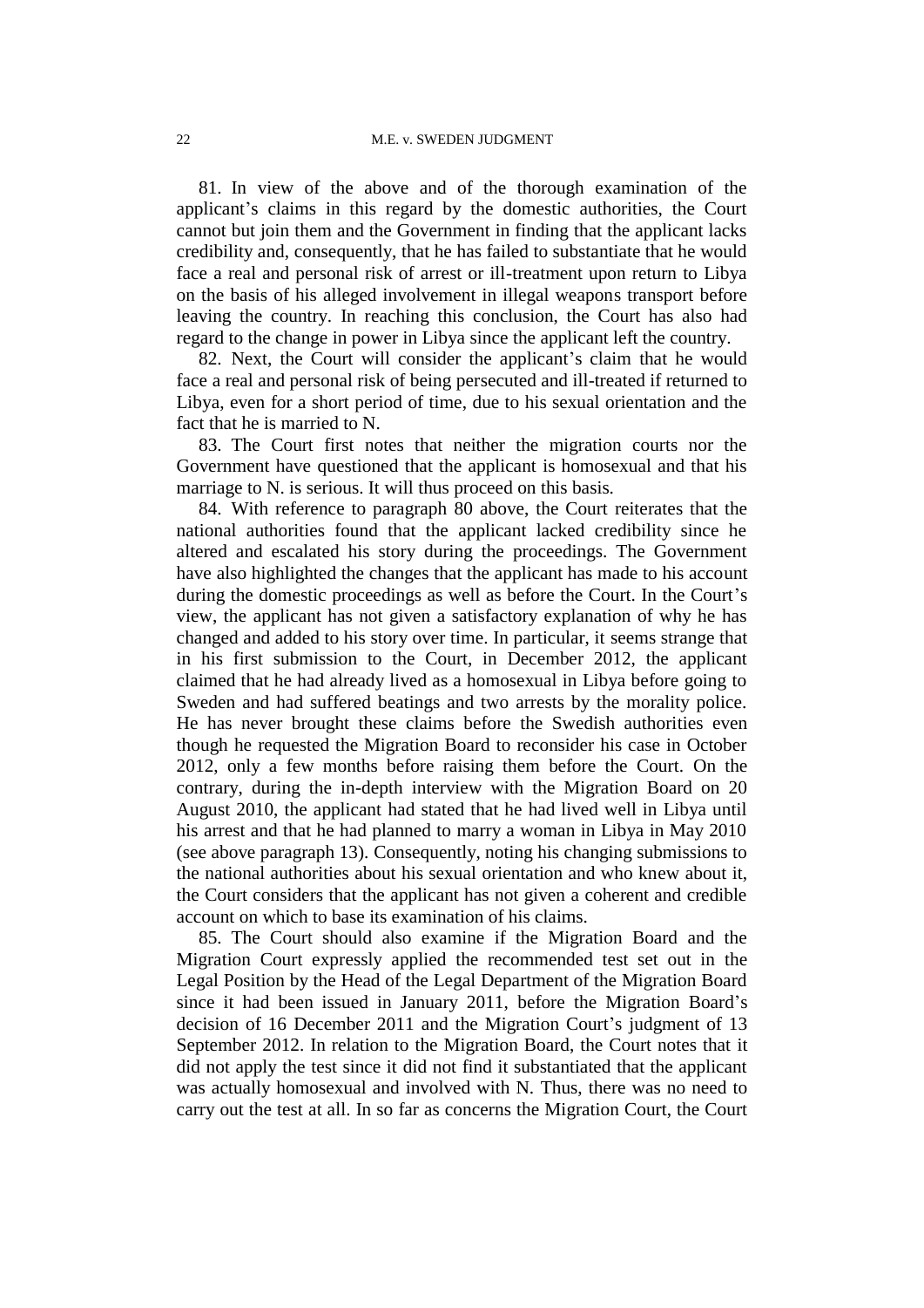81. In view of the above and of the thorough examination of the applicant's claims in this regard by the domestic authorities, the Court cannot but join them and the Government in finding that the applicant lacks credibility and, consequently, that he has failed to substantiate that he would face a real and personal risk of arrest or ill-treatment upon return to Libya on the basis of his alleged involvement in illegal weapons transport before leaving the country. In reaching this conclusion, the Court has also had regard to the change in power in Libya since the applicant left the country.

82. Next, the Court will consider the applicant's claim that he would face a real and personal risk of being persecuted and ill-treated if returned to Libya, even for a short period of time, due to his sexual orientation and the fact that he is married to N.

83. The Court first notes that neither the migration courts nor the Government have questioned that the applicant is homosexual and that his marriage to N. is serious. It will thus proceed on this basis.

84. With reference to paragraph 80 above, the Court reiterates that the national authorities found that the applicant lacked credibility since he altered and escalated his story during the proceedings. The Government have also highlighted the changes that the applicant has made to his account during the domestic proceedings as well as before the Court. In the Court's view, the applicant has not given a satisfactory explanation of why he has changed and added to his story over time. In particular, it seems strange that in his first submission to the Court, in December 2012, the applicant claimed that he had already lived as a homosexual in Libya before going to Sweden and had suffered beatings and two arrests by the morality police. He has never brought these claims before the Swedish authorities even though he requested the Migration Board to reconsider his case in October 2012, only a few months before raising them before the Court. On the contrary, during the in-depth interview with the Migration Board on 20 August 2010, the applicant had stated that he had lived well in Libya until his arrest and that he had planned to marry a woman in Libya in May 2010 (see above paragraph 13). Consequently, noting his changing submissions to the national authorities about his sexual orientation and who knew about it, the Court considers that the applicant has not given a coherent and credible account on which to base its examination of his claims.

85. The Court should also examine if the Migration Board and the Migration Court expressly applied the recommended test set out in the Legal Position by the Head of the Legal Department of the Migration Board since it had been issued in January 2011, before the Migration Board's decision of 16 December 2011 and the Migration Court's judgment of 13 September 2012. In relation to the Migration Board, the Court notes that it did not apply the test since it did not find it substantiated that the applicant was actually homosexual and involved with N. Thus, there was no need to carry out the test at all. In so far as concerns the Migration Court, the Court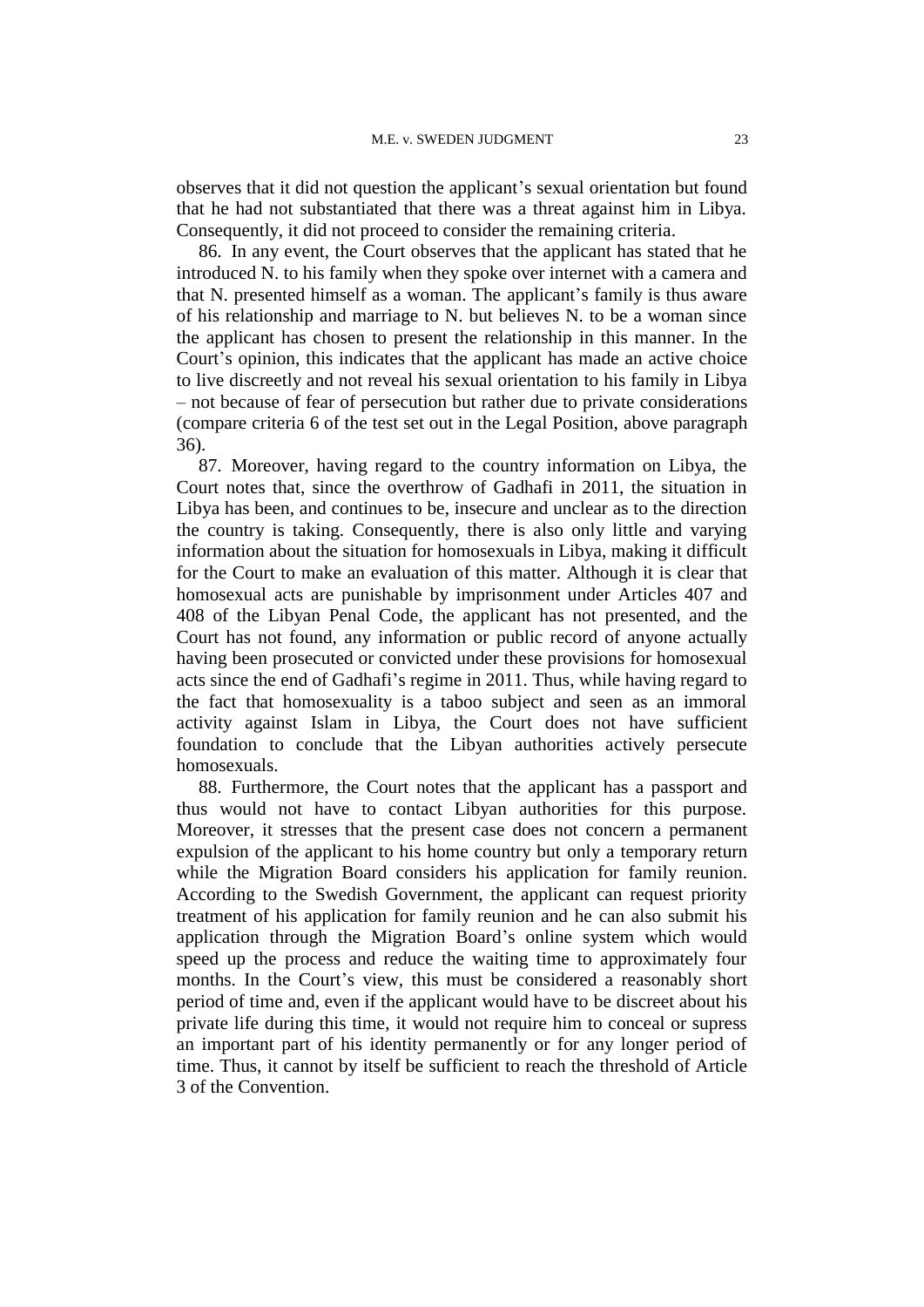observes that it did not question the applicant's sexual orientation but found that he had not substantiated that there was a threat against him in Libya. Consequently, it did not proceed to consider the remaining criteria.

86. In any event, the Court observes that the applicant has stated that he introduced N. to his family when they spoke over internet with a camera and that N. presented himself as a woman. The applicant's family is thus aware of his relationship and marriage to N. but believes N. to be a woman since the applicant has chosen to present the relationship in this manner. In the Court's opinion, this indicates that the applicant has made an active choice to live discreetly and not reveal his sexual orientation to his family in Libya – not because of fear of persecution but rather due to private considerations (compare criteria 6 of the test set out in the Legal Position, above paragraph 36).

87. Moreover, having regard to the country information on Libya, the Court notes that, since the overthrow of Gadhafi in 2011, the situation in Libya has been, and continues to be, insecure and unclear as to the direction the country is taking. Consequently, there is also only little and varying information about the situation for homosexuals in Libya, making it difficult for the Court to make an evaluation of this matter. Although it is clear that homosexual acts are punishable by imprisonment under Articles 407 and 408 of the Libyan Penal Code, the applicant has not presented, and the Court has not found, any information or public record of anyone actually having been prosecuted or convicted under these provisions for homosexual acts since the end of Gadhafi's regime in 2011. Thus, while having regard to the fact that homosexuality is a taboo subject and seen as an immoral activity against Islam in Libya, the Court does not have sufficient foundation to conclude that the Libyan authorities actively persecute homosexuals.

88. Furthermore, the Court notes that the applicant has a passport and thus would not have to contact Libyan authorities for this purpose. Moreover, it stresses that the present case does not concern a permanent expulsion of the applicant to his home country but only a temporary return while the Migration Board considers his application for family reunion. According to the Swedish Government, the applicant can request priority treatment of his application for family reunion and he can also submit his application through the Migration Board's online system which would speed up the process and reduce the waiting time to approximately four months. In the Court's view, this must be considered a reasonably short period of time and, even if the applicant would have to be discreet about his private life during this time, it would not require him to conceal or supress an important part of his identity permanently or for any longer period of time. Thus, it cannot by itself be sufficient to reach the threshold of Article 3 of the Convention.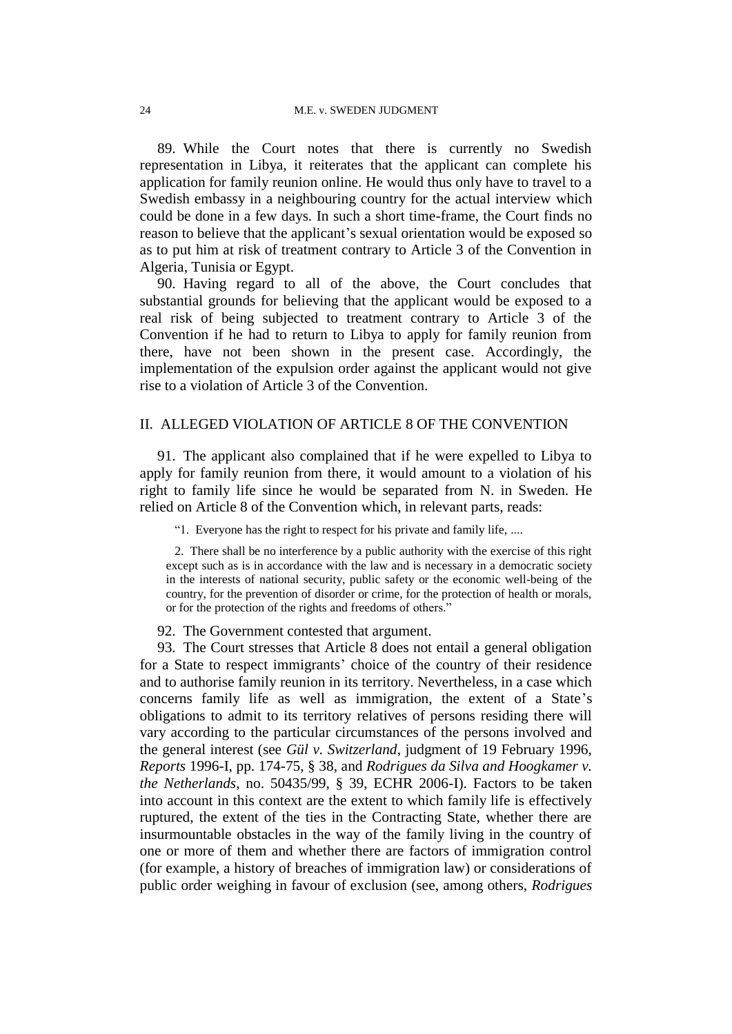89. While the Court notes that there is currently no Swedish representation in Libya, it reiterates that the applicant can complete his application for family reunion online. He would thus only have to travel to a Swedish embassy in a neighbouring country for the actual interview which could be done in a few days. In such a short time-frame, the Court finds no reason to believe that the applicant's sexual orientation would be exposed so as to put him at risk of treatment contrary to Article 3 of the Convention in Algeria, Tunisia or Egypt.

90. Having regard to all of the above, the Court concludes that substantial grounds for believing that the applicant would be exposed to a real risk of being subjected to treatment contrary to Article 3 of the Convention if he had to return to Libya to apply for family reunion from there, have not been shown in the present case. Accordingly, the implementation of the expulsion order against the applicant would not give rise to a violation of Article 3 of the Convention.

## II. ALLEGED VIOLATION OF ARTICLE 8 OF THE CONVENTION

91. The applicant also complained that if he were expelled to Libya to apply for family reunion from there, it would amount to a violation of his right to family life since he would be separated from N. in Sweden. He relied on Article 8 of the Convention which, in relevant parts, reads:

> "1. Everyone has the right to respect for his private and family life, ....
>
> 2. There shall be no interference by a public authority with the exercise of this right except such as is in accordance with the law and is necessary in a democratic society in the interests of national security, public safety or the economic well-being of the country, for the prevention of disorder or crime, for the protection of health or morals, or for the protection of the rights and freedoms of others."

92. The Government contested that argument.

93. The Court stresses that Article 8 does not entail a general obligation for a State to respect immigrants' choice of the country of their residence and to authorise family reunion in its territory. Nevertheless, in a case which concerns family life as well as immigration, the extent of a State's obligations to admit to its territory relatives of persons residing there will vary according to the particular circumstances of the persons involved and the general interest (see *Gül v. Switzerland*, judgment of 19 February 1996, *Reports* 1996-I, pp. 174-75, § 38, and *Rodrigues da Silva and Hoogkamer v. the Netherlands*, no. 50435/99, § 39, ECHR 2006-I). Factors to be taken into account in this context are the extent to which family life is effectively ruptured, the extent of the ties in the Contracting State, whether there are insurmountable obstacles in the way of the family living in the country of one or more of them and whether there are factors of immigration control (for example, a history of breaches of immigration law) or considerations of public order weighing in favour of exclusion (see, among others, *Rodrigues*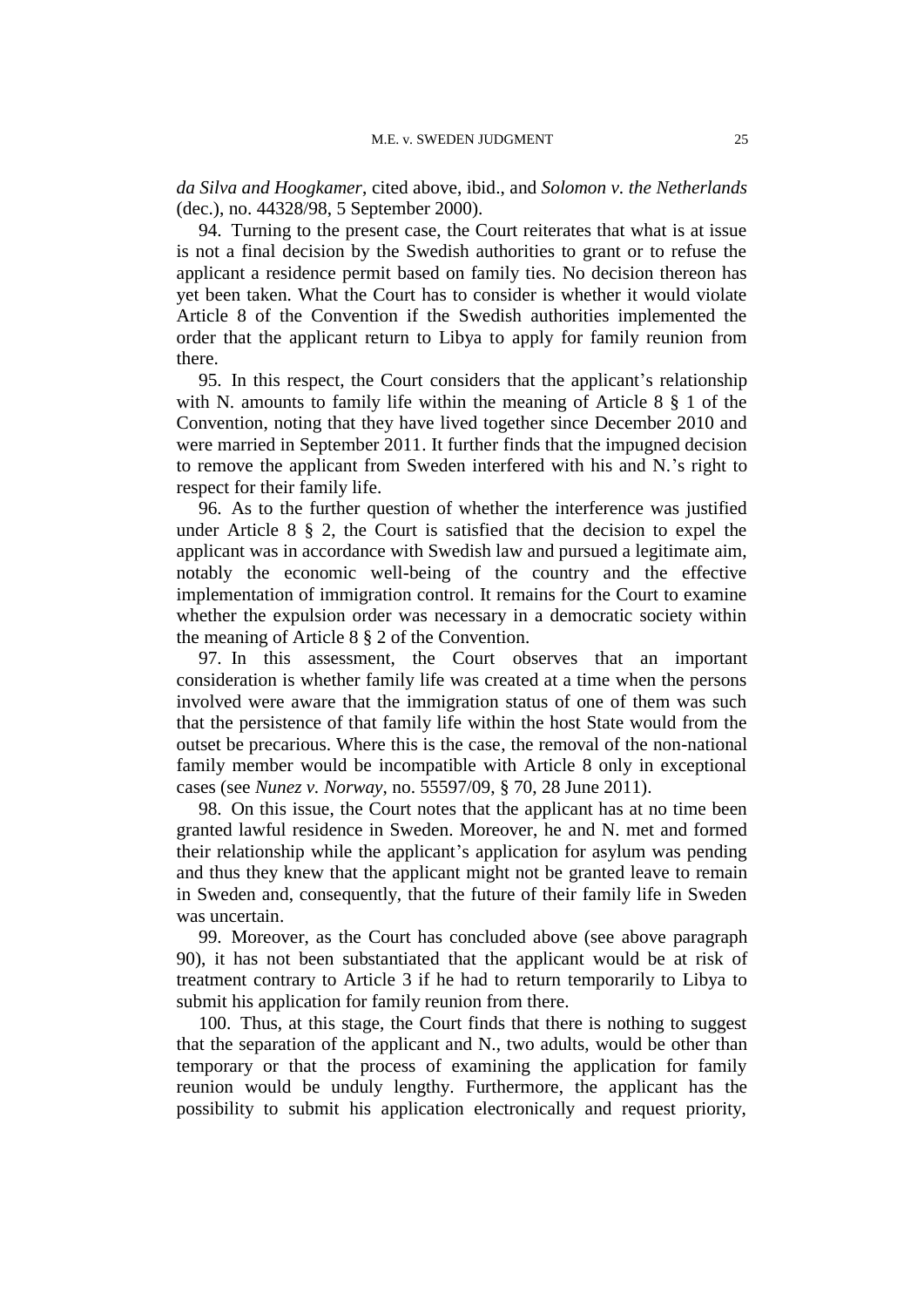*da Silva and Hoogkamer*, cited above, ibid., and *Solomon v. the Netherlands* (dec.), no. 44328/98, 5 September 2000).

94. Turning to the present case, the Court reiterates that what is at issue is not a final decision by the Swedish authorities to grant or to refuse the applicant a residence permit based on family ties. No decision thereon has yet been taken. What the Court has to consider is whether it would violate Article 8 of the Convention if the Swedish authorities implemented the order that the applicant return to Libya to apply for family reunion from there.

95. In this respect, the Court considers that the applicant's relationship with N. amounts to family life within the meaning of Article 8 § 1 of the Convention, noting that they have lived together since December 2010 and were married in September 2011. It further finds that the impugned decision to remove the applicant from Sweden interfered with his and N.'s right to respect for their family life.

96. As to the further question of whether the interference was justified under Article 8 § 2, the Court is satisfied that the decision to expel the applicant was in accordance with Swedish law and pursued a legitimate aim, notably the economic well-being of the country and the effective implementation of immigration control. It remains for the Court to examine whether the expulsion order was necessary in a democratic society within the meaning of Article 8 § 2 of the Convention.

97. In this assessment, the Court observes that an important consideration is whether family life was created at a time when the persons involved were aware that the immigration status of one of them was such that the persistence of that family life within the host State would from the outset be precarious. Where this is the case, the removal of the non-national family member would be incompatible with Article 8 only in exceptional cases (see *Nunez v. Norway*, no. 55597/09, § 70, 28 June 2011).

98. On this issue, the Court notes that the applicant has at no time been granted lawful residence in Sweden. Moreover, he and N. met and formed their relationship while the applicant's application for asylum was pending and thus they knew that the applicant might not be granted leave to remain in Sweden and, consequently, that the future of their family life in Sweden was uncertain.

99. Moreover, as the Court has concluded above (see above paragraph 90), it has not been substantiated that the applicant would be at risk of treatment contrary to Article 3 if he had to return temporarily to Libya to submit his application for family reunion from there.

100. Thus, at this stage, the Court finds that there is nothing to suggest that the separation of the applicant and N., two adults, would be other than temporary or that the process of examining the application for family reunion would be unduly lengthy. Furthermore, the applicant has the possibility to submit his application electronically and request priority,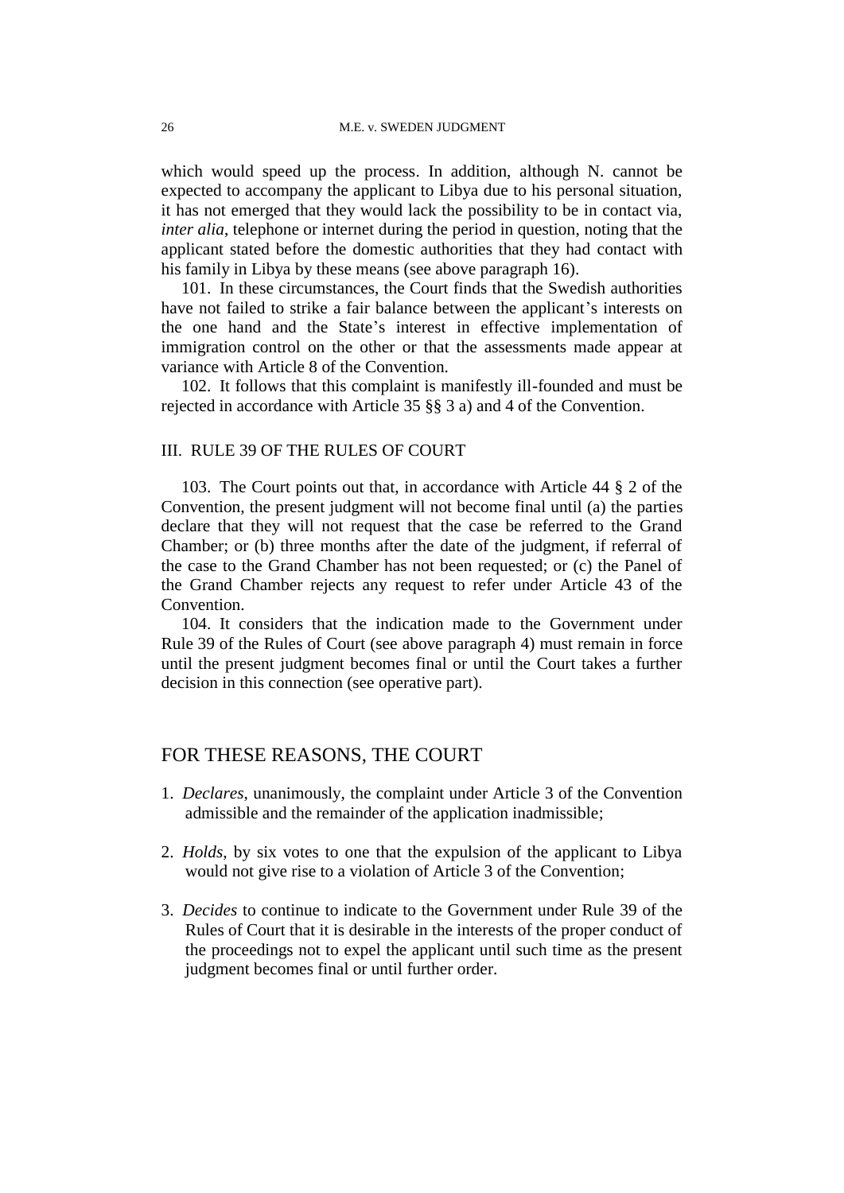which would speed up the process. In addition, although N. cannot be expected to accompany the applicant to Libya due to his personal situation, it has not emerged that they would lack the possibility to be in contact via, *inter alia*, telephone or internet during the period in question, noting that the applicant stated before the domestic authorities that they had contact with his family in Libya by these means (see above paragraph 16).

101. In these circumstances, the Court finds that the Swedish authorities have not failed to strike a fair balance between the applicant's interests on the one hand and the State's interest in effective implementation of immigration control on the other or that the assessments made appear at variance with Article 8 of the Convention.

102. It follows that this complaint is manifestly ill-founded and must be rejected in accordance with Article 35 §§ 3 a) and 4 of the Convention.

## III. RULE 39 OF THE RULES OF COURT

103. The Court points out that, in accordance with Article 44 § 2 of the Convention, the present judgment will not become final until (a) the parties declare that they will not request that the case be referred to the Grand Chamber; or (b) three months after the date of the judgment, if referral of the case to the Grand Chamber has not been requested; or (c) the Panel of the Grand Chamber rejects any request to refer under Article 43 of the Convention.

104. It considers that the indication made to the Government under Rule 39 of the Rules of Court (see above paragraph 4) must remain in force until the present judgment becomes final or until the Court takes a further decision in this connection (see operative part).

# FOR THESE REASONS, THE COURT

1. *Declares*, unanimously, the complaint under Article 3 of the Convention admissible and the remainder of the application inadmissible;

2. *Holds*, by six votes to one that the expulsion of the applicant to Libya would not give rise to a violation of Article 3 of the Convention;

3. *Decides* to continue to indicate to the Government under Rule 39 of the Rules of Court that it is desirable in the interests of the proper conduct of the proceedings not to expel the applicant until such time as the present judgment becomes final or until further order.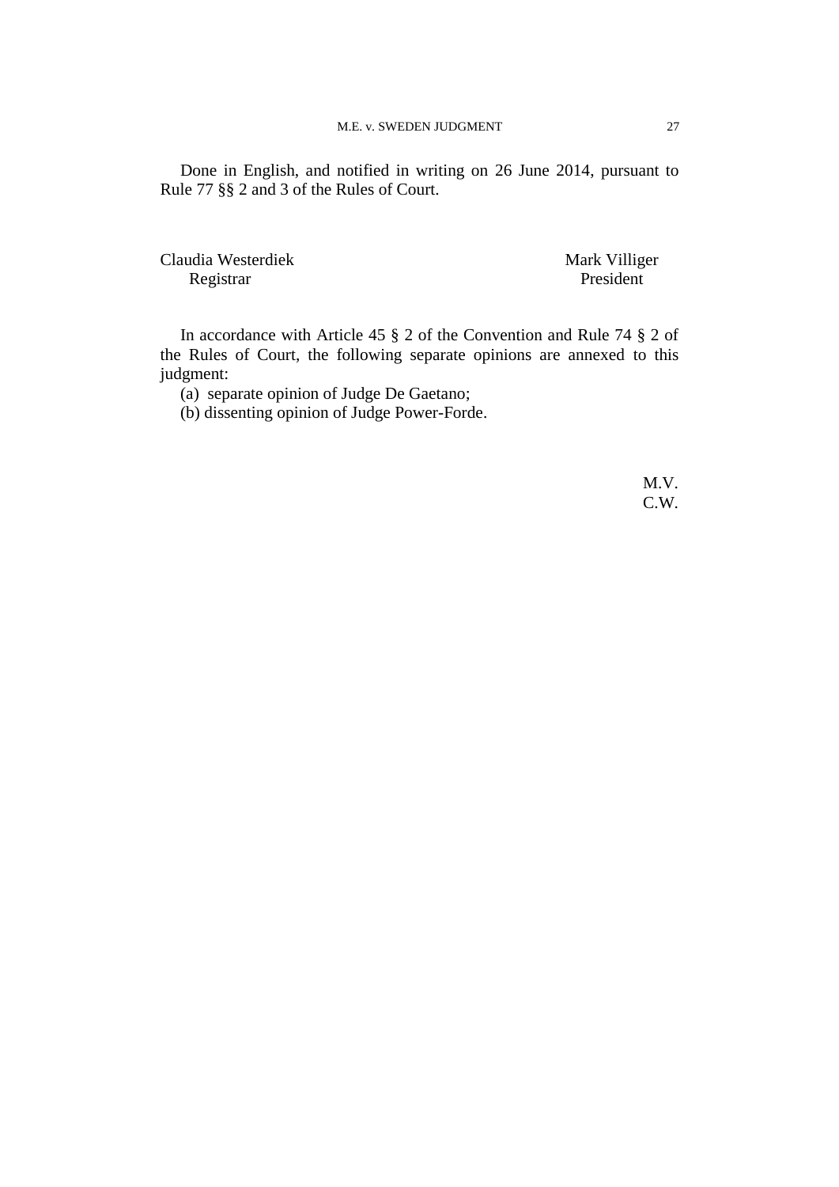Done in English, and notified in writing on 26 June 2014, pursuant to Rule 77 §§ 2 and 3 of the Rules of Court.

Claudia Westerdiek
Registrar

Mark Villiger
President

In accordance with Article 45 § 2 of the Convention and Rule 74 § 2 of the Rules of Court, the following separate opinions are annexed to this judgment:

(a) separate opinion of Judge De Gaetano;

(b) dissenting opinion of Judge Power-Forde.

M.V.
C.W.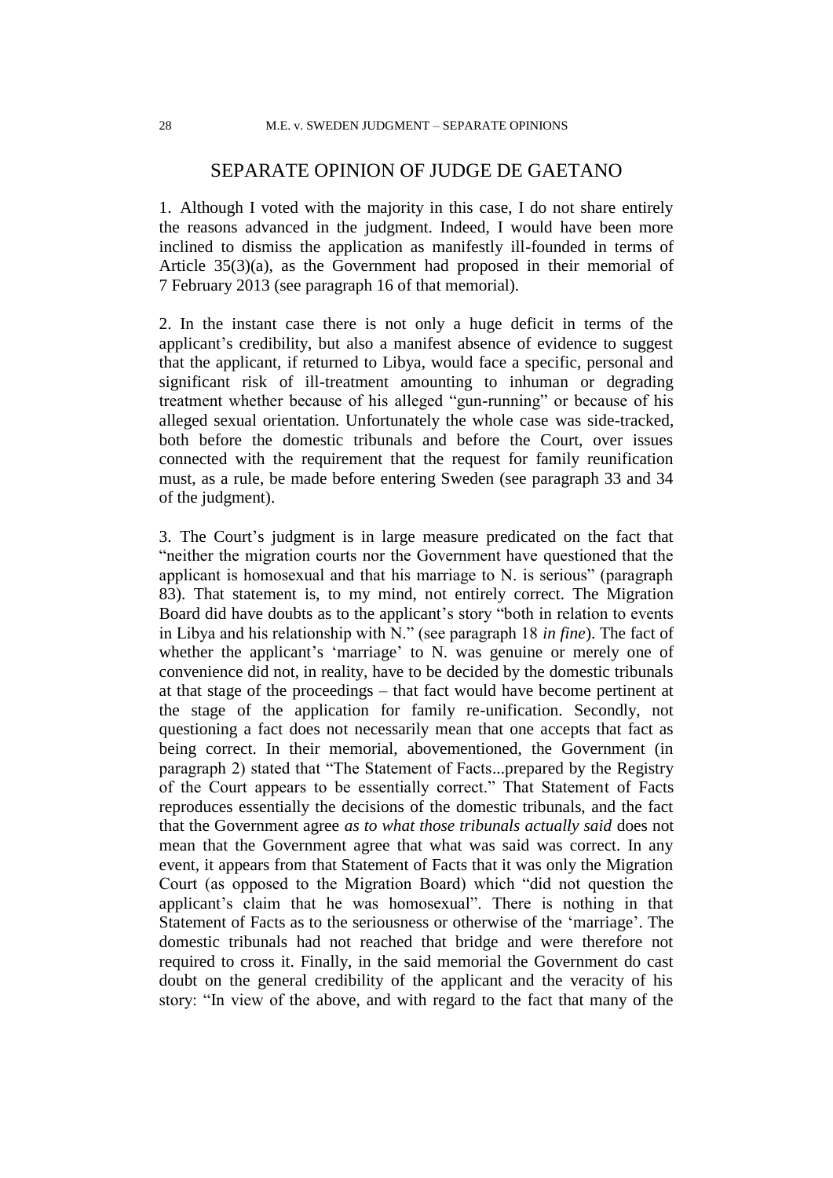## SEPARATE OPINION OF JUDGE DE GAETANO

1. Although I voted with the majority in this case, I do not share entirely the reasons advanced in the judgment. Indeed, I would have been more inclined to dismiss the application as manifestly ill-founded in terms of Article 35(3)(a), as the Government had proposed in their memorial of 7 February 2013 (see paragraph 16 of that memorial).

2. In the instant case there is not only a huge deficit in terms of the applicant's credibility, but also a manifest absence of evidence to suggest that the applicant, if returned to Libya, would face a specific, personal and significant risk of ill-treatment amounting to inhuman or degrading treatment whether because of his alleged "gun-running" or because of his alleged sexual orientation. Unfortunately the whole case was side-tracked, both before the domestic tribunals and before the Court, over issues connected with the requirement that the request for family reunification must, as a rule, be made before entering Sweden (see paragraph 33 and 34 of the judgment).

3. The Court's judgment is in large measure predicated on the fact that "neither the migration courts nor the Government have questioned that the applicant is homosexual and that his marriage to N. is serious" (paragraph 83). That statement is, to my mind, not entirely correct. The Migration Board did have doubts as to the applicant's story "both in relation to events in Libya and his relationship with N." (see paragraph 18 *in fine*). The fact of whether the applicant's 'marriage' to N. was genuine or merely one of convenience did not, in reality, have to be decided by the domestic tribunals at that stage of the proceedings – that fact would have become pertinent at the stage of the application for family re-unification. Secondly, not questioning a fact does not necessarily mean that one accepts that fact as being correct. In their memorial, abovementioned, the Government (in paragraph 2) stated that "The Statement of Facts...prepared by the Registry of the Court appears to be essentially correct." That Statement of Facts reproduces essentially the decisions of the domestic tribunals, and the fact that the Government agree *as to what those tribunals actually said* does not mean that the Government agree that what was said was correct. In any event, it appears from that Statement of Facts that it was only the Migration Court (as opposed to the Migration Board) which "did not question the applicant's claim that he was homosexual". There is nothing in that Statement of Facts as to the seriousness or otherwise of the 'marriage'. The domestic tribunals had not reached that bridge and were therefore not required to cross it. Finally, in the said memorial the Government do cast doubt on the general credibility of the applicant and the veracity of his story: "In view of the above, and with regard to the fact that many of the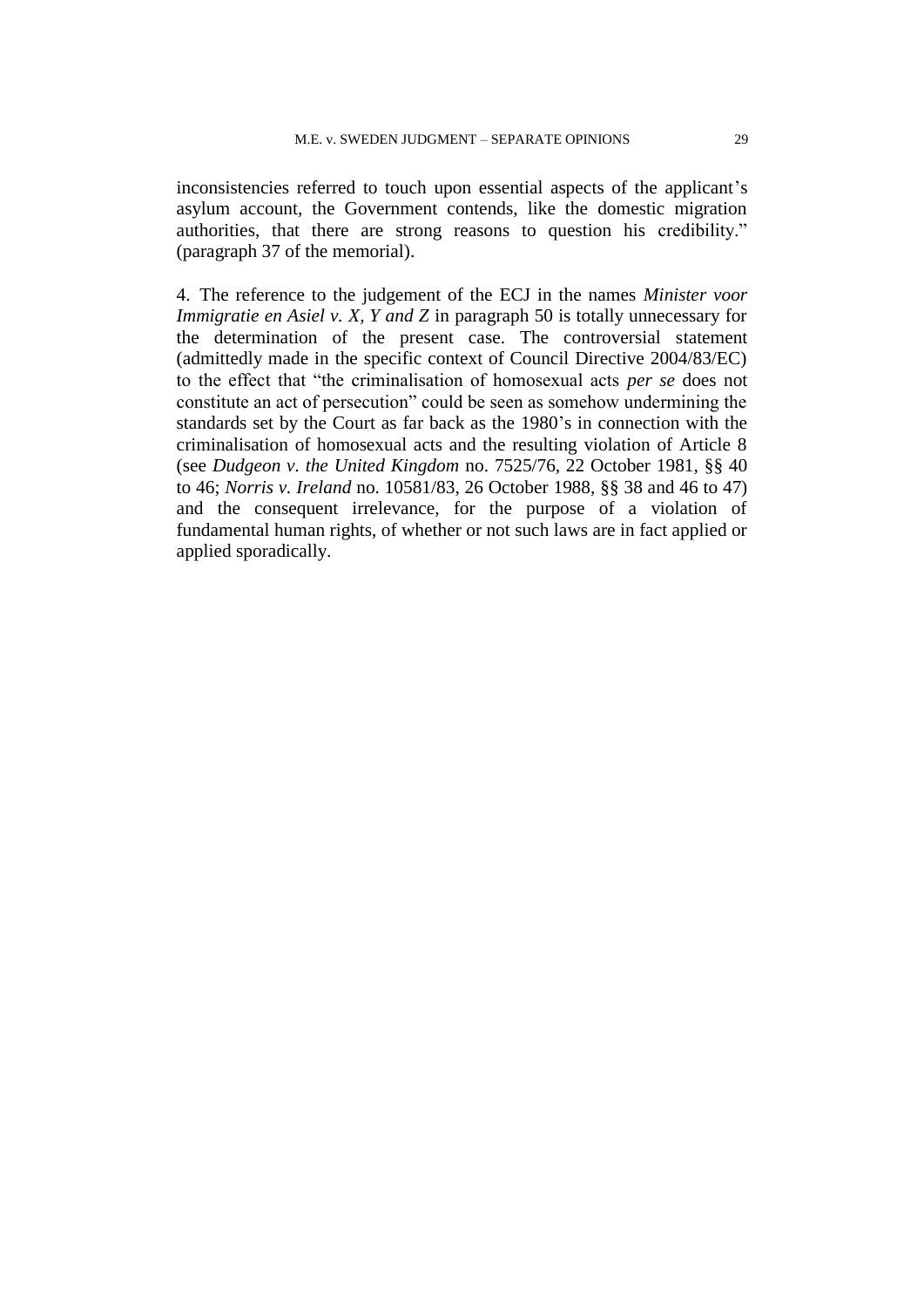inconsistencies referred to touch upon essential aspects of the applicant's asylum account, the Government contends, like the domestic migration authorities, that there are strong reasons to question his credibility." (paragraph 37 of the memorial).

4. The reference to the judgement of the ECJ in the names *Minister voor Immigratie en Asiel v. X, Y and Z* in paragraph 50 is totally unnecessary for the determination of the present case. The controversial statement (admittedly made in the specific context of Council Directive 2004/83/EC) to the effect that "the criminalisation of homosexual acts *per se* does not constitute an act of persecution" could be seen as somehow undermining the standards set by the Court as far back as the 1980's in connection with the criminalisation of homosexual acts and the resulting violation of Article 8 (see *Dudgeon v. the United Kingdom* no. 7525/76, 22 October 1981, §§ 40 to 46; *Norris v. Ireland* no. 10581/83, 26 October 1988, §§ 38 and 46 to 47) and the consequent irrelevance, for the purpose of a violation of fundamental human rights, of whether or not such laws are in fact applied or applied sporadically.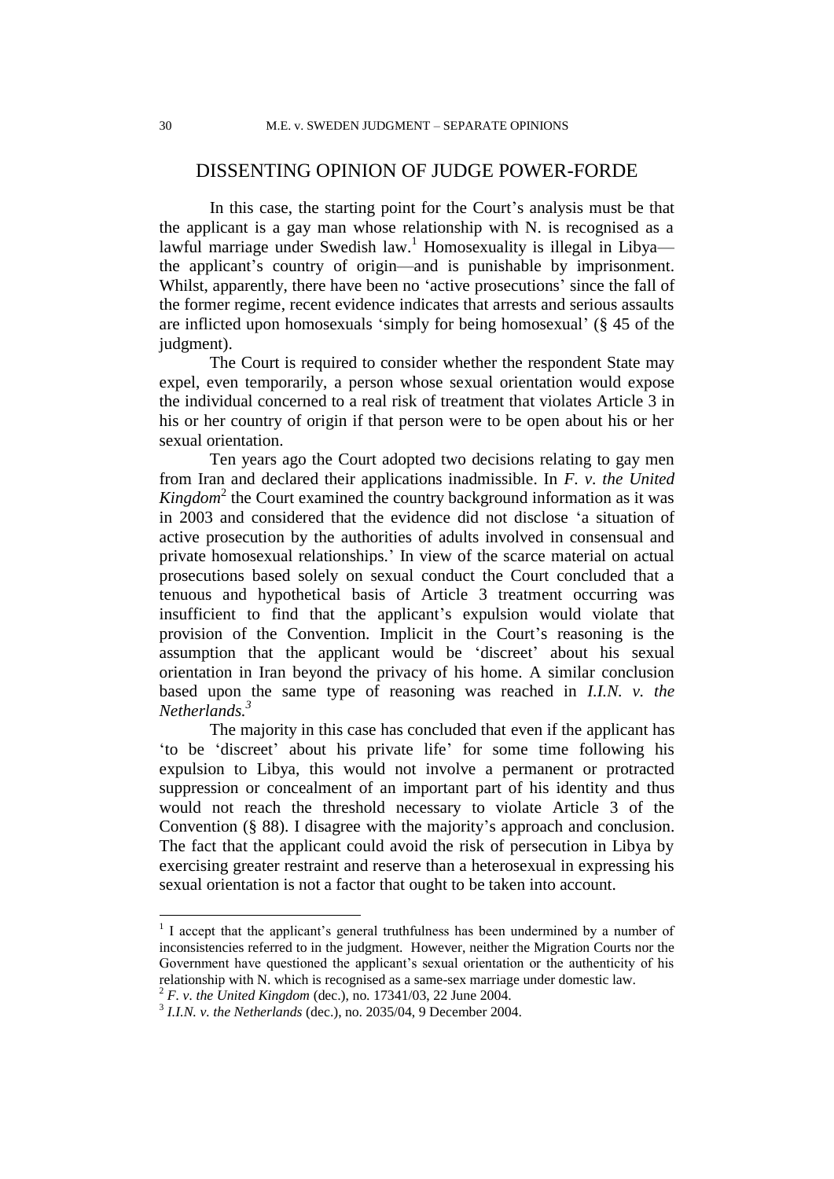## DISSENTING OPINION OF JUDGE POWER-FORDE

In this case, the starting point for the Court's analysis must be that the applicant is a gay man whose relationship with N. is recognised as a lawful marriage under Swedish law.[1] Homosexuality is illegal in Libya—the applicant's country of origin—and is punishable by imprisonment. Whilst, apparently, there have been no 'active prosecutions' since the fall of the former regime, recent evidence indicates that arrests and serious assaults are inflicted upon homosexuals 'simply for being homosexual' (§ 45 of the judgment).

The Court is required to consider whether the respondent State may expel, even temporarily, a person whose sexual orientation would expose the individual concerned to a real risk of treatment that violates Article 3 in his or her country of origin if that person were to be open about his or her sexual orientation.

Ten years ago the Court adopted two decisions relating to gay men from Iran and declared their applications inadmissible. In *F. v. the United Kingdom*[2] the Court examined the country background information as it was in 2003 and considered that the evidence did not disclose 'a situation of active prosecution by the authorities of adults involved in consensual and private homosexual relationships.' In view of the scarce material on actual prosecutions based solely on sexual conduct the Court concluded that a tenuous and hypothetical basis of Article 3 treatment occurring was insufficient to find that the applicant's expulsion would violate that provision of the Convention. Implicit in the Court's reasoning is the assumption that the applicant would be 'discreet' about his sexual orientation in Iran beyond the privacy of his home. A similar conclusion based upon the same type of reasoning was reached in *I.I.N. v. the Netherlands.*[3]

The majority in this case has concluded that even if the applicant has 'to be 'discreet' about his private life' for some time following his expulsion to Libya, this would not involve a permanent or protracted suppression or concealment of an important part of his identity and thus would not reach the threshold necessary to violate Article 3 of the Convention (§ 88). I disagree with the majority's approach and conclusion. The fact that the applicant could avoid the risk of persecution in Libya by exercising greater restraint and reserve than a heterosexual in expressing his sexual orientation is not a factor that ought to be taken into account.

---

[1] I accept that the applicant's general truthfulness has been undermined by a number of inconsistencies referred to in the judgment. However, neither the Migration Courts nor the Government have questioned the applicant's sexual orientation or the authenticity of his relationship with N. which is recognised as a same-sex marriage under domestic law.

[2] *F. v. the United Kingdom* (dec.), no. 17341/03, 22 June 2004.

[3] *I.I.N. v. the Netherlands* (dec.), no. 2035/04, 9 December 2004.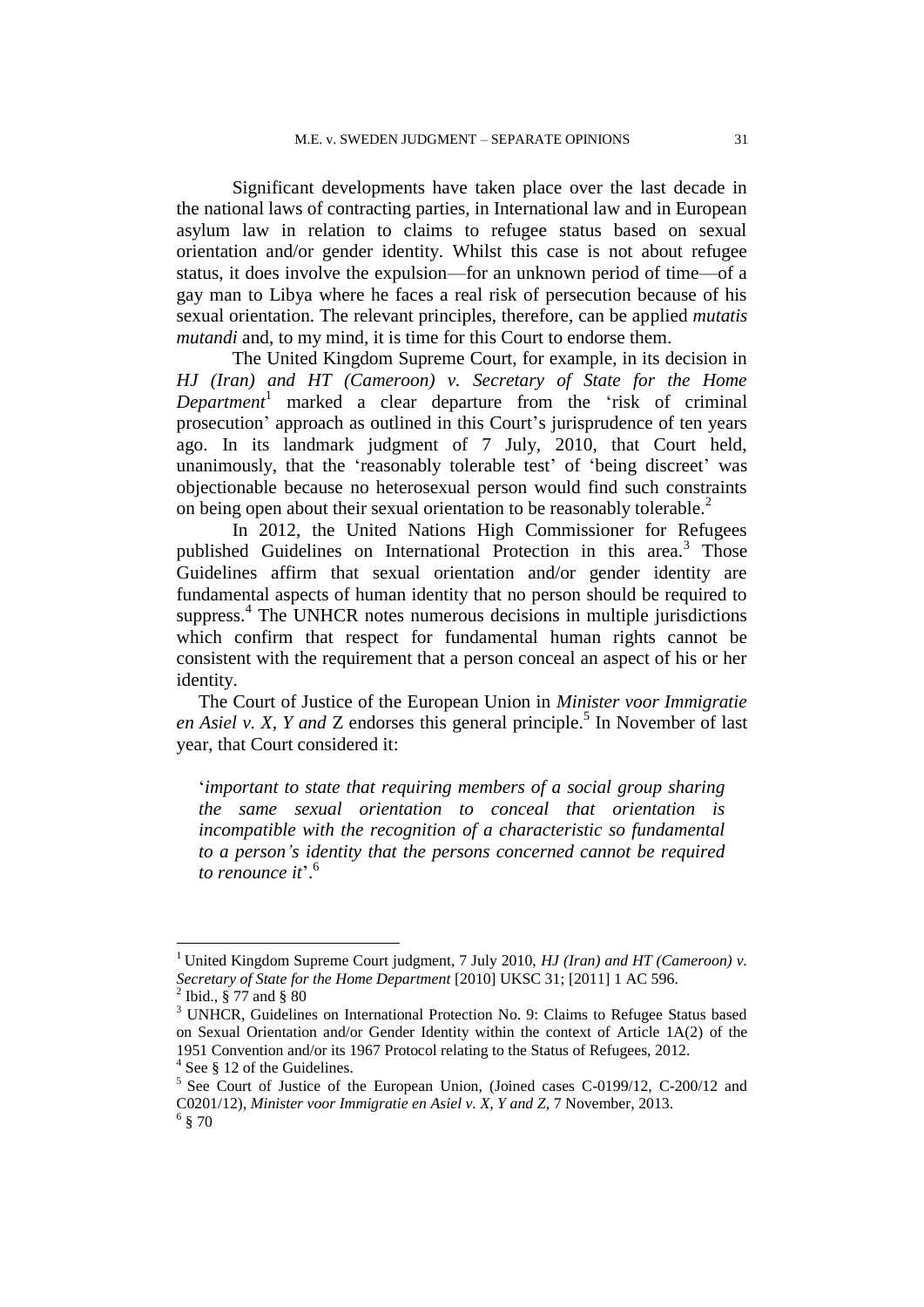Significant developments have taken place over the last decade in the national laws of contracting parties, in International law and in European asylum law in relation to claims to refugee status based on sexual orientation and/or gender identity. Whilst this case is not about refugee status, it does involve the expulsion—for an unknown period of time—of a gay man to Libya where he faces a real risk of persecution because of his sexual orientation. The relevant principles, therefore, can be applied *mutatis mutandi* and, to my mind, it is time for this Court to endorse them.

The United Kingdom Supreme Court, for example, in its decision in *HJ (Iran) and HT (Cameroon) v. Secretary of State for the Home Department*[1] marked a clear departure from the 'risk of criminal prosecution' approach as outlined in this Court's jurisprudence of ten years ago. In its landmark judgment of 7 July, 2010, that Court held, unanimously, that the 'reasonably tolerable test' of 'being discreet' was objectionable because no heterosexual person would find such constraints on being open about their sexual orientation to be reasonably tolerable.[2]

In 2012, the United Nations High Commissioner for Refugees published Guidelines on International Protection in this area.[3] Those Guidelines affirm that sexual orientation and/or gender identity are fundamental aspects of human identity that no person should be required to suppress.[4] The UNHCR notes numerous decisions in multiple jurisdictions which confirm that respect for fundamental human rights cannot be consistent with the requirement that a person conceal an aspect of his or her identity.

The Court of Justice of the European Union in *Minister voor Immigratie en Asiel v. X, Y and* Z endorses this general principle.[5] In November of last year, that Court considered it:

> '*important to state that requiring members of a social group sharing the same sexual orientation to conceal that orientation is incompatible with the recognition of a characteristic so fundamental to a person's identity that the persons concerned cannot be required to renounce it*'.[6]

---

[1] United Kingdom Supreme Court judgment, 7 July 2010, *HJ (Iran) and HT (Cameroon) v. Secretary of State for the Home Department* [2010] UKSC 31; [2011] 1 AC 596.

[2] Ibid., § 77 and § 80

[3] UNHCR, Guidelines on International Protection No. 9: Claims to Refugee Status based on Sexual Orientation and/or Gender Identity within the context of Article 1A(2) of the 1951 Convention and/or its 1967 Protocol relating to the Status of Refugees, 2012.

[4] See § 12 of the Guidelines.

[5] See Court of Justice of the European Union, (Joined cases C-0199/12, C-200/12 and C0201/12), *Minister voor Immigratie en Asiel v. X, Y and Z*, 7 November, 2013.

[6] § 70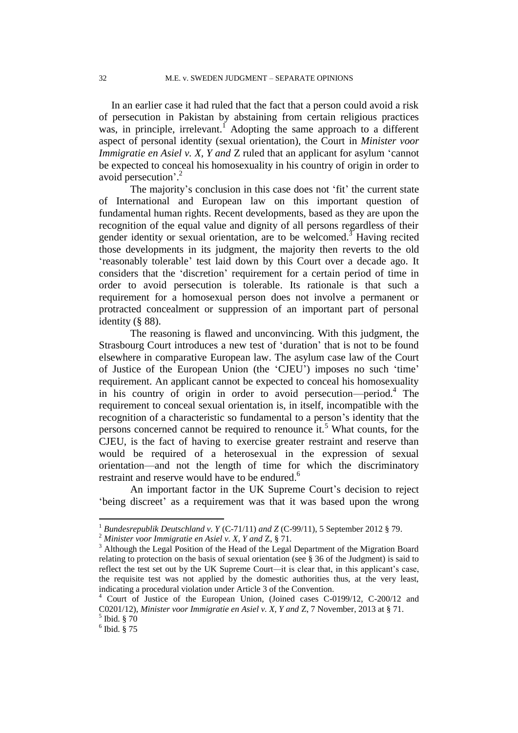In an earlier case it had ruled that the fact that a person could avoid a risk of persecution in Pakistan by abstaining from certain religious practices was, in principle, irrelevant.[1] Adopting the same approach to a different aspect of personal identity (sexual orientation), the Court in *Minister voor Immigratie en Asiel v. X, Y and* Z ruled that an applicant for asylum 'cannot be expected to conceal his homosexuality in his country of origin in order to avoid persecution'.[2]

The majority's conclusion in this case does not 'fit' the current state of International and European law on this important question of fundamental human rights. Recent developments, based as they are upon the recognition of the equal value and dignity of all persons regardless of their gender identity or sexual orientation, are to be welcomed.[3] Having recited those developments in its judgment, the majority then reverts to the old 'reasonably tolerable' test laid down by this Court over a decade ago. It considers that the 'discretion' requirement for a certain period of time in order to avoid persecution is tolerable. Its rationale is that such a requirement for a homosexual person does not involve a permanent or protracted concealment or suppression of an important part of personal identity (§ 88).

The reasoning is flawed and unconvincing. With this judgment, the Strasbourg Court introduces a new test of 'duration' that is not to be found elsewhere in comparative European law. The asylum case law of the Court of Justice of the European Union (the 'CJEU') imposes no such 'time' requirement. An applicant cannot be expected to conceal his homosexuality in his country of origin in order to avoid persecution—period.[4] The requirement to conceal sexual orientation is, in itself, incompatible with the recognition of a characteristic so fundamental to a person's identity that the persons concerned cannot be required to renounce it.[5] What counts, for the CJEU, is the fact of having to exercise greater restraint and reserve than would be required of a heterosexual in the expression of sexual orientation—and not the length of time for which the discriminatory restraint and reserve would have to be endured.[6]

An important factor in the UK Supreme Court's decision to reject 'being discreet' as a requirement was that it was based upon the wrong

---

[1] *Bundesrepublik Deutschland v. Y* (C-71/11) *and Z* (C-99/11), 5 September 2012 § 79.

[2] *Minister voor Immigratie en Asiel v. X, Y and* Z, § 71.

[3] Although the Legal Position of the Head of the Legal Department of the Migration Board relating to protection on the basis of sexual orientation (see § 36 of the Judgment) is said to reflect the test set out by the UK Supreme Court—it is clear that, in this applicant's case, the requisite test was not applied by the domestic authorities thus, at the very least, indicating a procedural violation under Article 3 of the Convention.

[4] Court of Justice of the European Union, (Joined cases C-0199/12, C-200/12 and C0201/12), *Minister voor Immigratie en Asiel v. X, Y and* Z, 7 November, 2013 at § 71.

[5] Ibid. § 70

[6] Ibid. § 75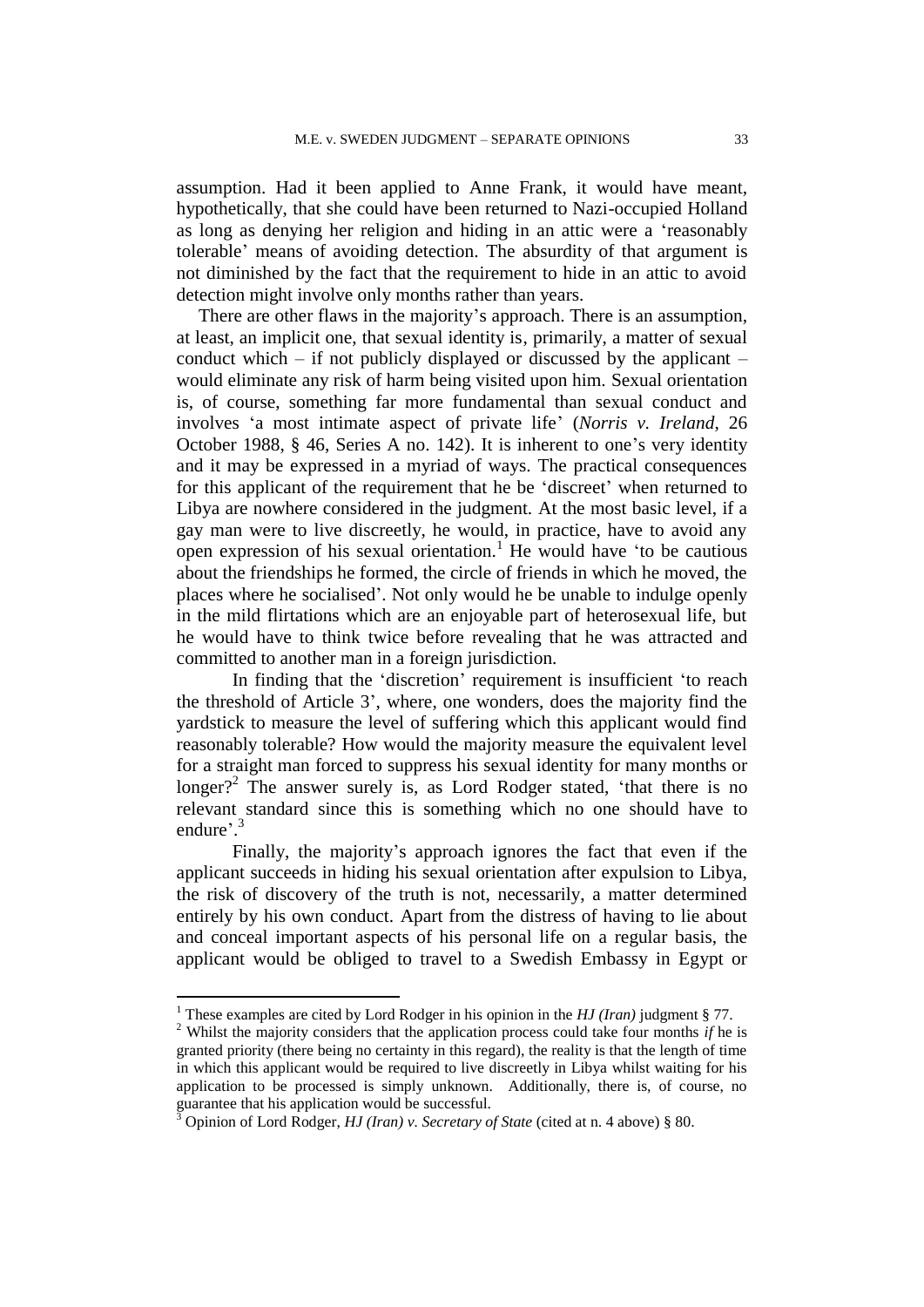assumption. Had it been applied to Anne Frank, it would have meant, hypothetically, that she could have been returned to Nazi-occupied Holland as long as denying her religion and hiding in an attic were a 'reasonably tolerable' means of avoiding detection. The absurdity of that argument is not diminished by the fact that the requirement to hide in an attic to avoid detection might involve only months rather than years.

There are other flaws in the majority's approach. There is an assumption, at least, an implicit one, that sexual identity is, primarily, a matter of sexual conduct which – if not publicly displayed or discussed by the applicant – would eliminate any risk of harm being visited upon him. Sexual orientation is, of course, something far more fundamental than sexual conduct and involves 'a most intimate aspect of private life' (*Norris v. Ireland*, 26 October 1988, § 46, Series A no. 142). It is inherent to one's very identity and it may be expressed in a myriad of ways. The practical consequences for this applicant of the requirement that he be 'discreet' when returned to Libya are nowhere considered in the judgment. At the most basic level, if a gay man were to live discreetly, he would, in practice, have to avoid any open expression of his sexual orientation.[1] He would have 'to be cautious about the friendships he formed, the circle of friends in which he moved, the places where he socialised'. Not only would he be unable to indulge openly in the mild flirtations which are an enjoyable part of heterosexual life, but he would have to think twice before revealing that he was attracted and committed to another man in a foreign jurisdiction.

In finding that the 'discretion' requirement is insufficient 'to reach the threshold of Article 3', where, one wonders, does the majority find the yardstick to measure the level of suffering which this applicant would find reasonably tolerable? How would the majority measure the equivalent level for a straight man forced to suppress his sexual identity for many months or longer?[2] The answer surely is, as Lord Rodger stated, 'that there is no relevant standard since this is something which no one should have to endure'.[3]

Finally, the majority's approach ignores the fact that even if the applicant succeeds in hiding his sexual orientation after expulsion to Libya, the risk of discovery of the truth is not, necessarily, a matter determined entirely by his own conduct. Apart from the distress of having to lie about and conceal important aspects of his personal life on a regular basis, the applicant would be obliged to travel to a Swedish Embassy in Egypt or

---

[1] These examples are cited by Lord Rodger in his opinion in the *HJ (Iran)* judgment § 77.

[2] Whilst the majority considers that the application process could take four months *if* he is granted priority (there being no certainty in this regard), the reality is that the length of time in which this applicant would be required to live discreetly in Libya whilst waiting for his application to be processed is simply unknown. Additionally, there is, of course, no guarantee that his application would be successful.

[3] Opinion of Lord Rodger, *HJ (Iran) v. Secretary of State* (cited at n. 4 above) § 80.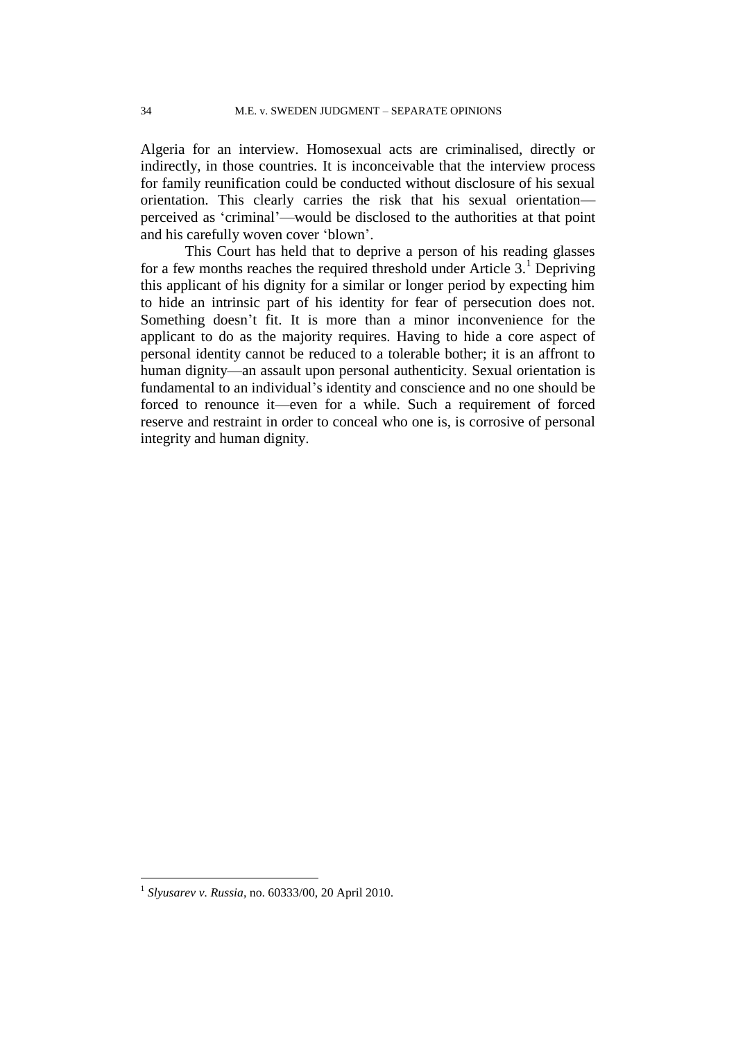Algeria for an interview. Homosexual acts are criminalised, directly or indirectly, in those countries. It is inconceivable that the interview process for family reunification could be conducted without disclosure of his sexual orientation. This clearly carries the risk that his sexual orientation—perceived as 'criminal'—would be disclosed to the authorities at that point and his carefully woven cover 'blown'.

This Court has held that to deprive a person of his reading glasses for a few months reaches the required threshold under Article 3.[1] Depriving this applicant of his dignity for a similar or longer period by expecting him to hide an intrinsic part of his identity for fear of persecution does not. Something doesn't fit. It is more than a minor inconvenience for the applicant to do as the majority requires. Having to hide a core aspect of personal identity cannot be reduced to a tolerable bother; it is an affront to human dignity—an assault upon personal authenticity. Sexual orientation is fundamental to an individual's identity and conscience and no one should be forced to renounce it—even for a while. Such a requirement of forced reserve and restraint in order to conceal who one is, is corrosive of personal integrity and human dignity.

[1] *Slyusarev v. Russia*, no. 60333/00, 20 April 2010.